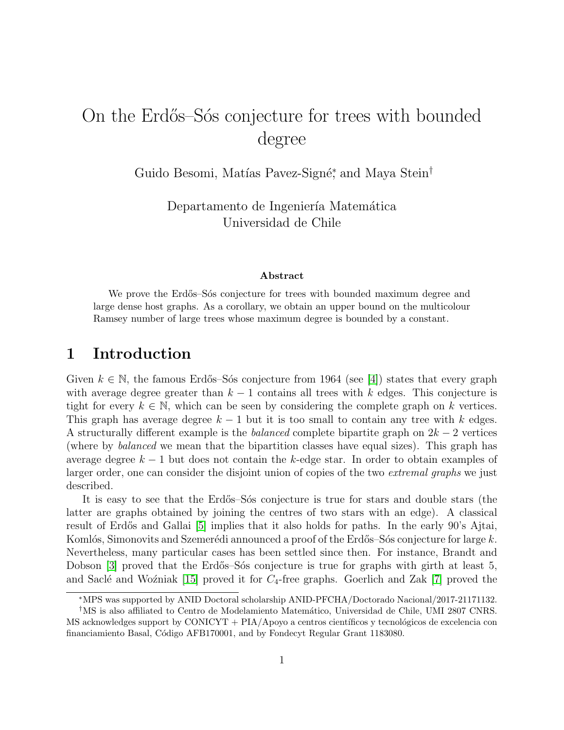# On the Erdős–Sós conjecture for trees with bounded degree

Guido Besomi, Matías Pavez-Signé*, and Maya Stein†

Departamento de Ingeniería Matemática
Universidad de Chile

**Abstract**

We prove the Erdős–Sós conjecture for trees with bounded maximum degree and large dense host graphs. As a corollary, we obtain an upper bound on the multicolour Ramsey number of large trees whose maximum degree is bounded by a constant.

## 1 Introduction

Given $k \in \mathbb{N}$, the famous Erdős–Sós conjecture from 1964 (see [4]) states that every graph with average degree greater than $k-1$ contains all trees with $k$ edges. This conjecture is tight for every $k \in \mathbb{N}$, which can be seen by considering the complete graph on $k$ vertices. This graph has average degree $k-1$ but it is too small to contain any tree with $k$ edges. A structurally different example is the *balanced* complete bipartite graph on $2k-2$ vertices (where by *balanced* we mean that the bipartition classes have equal sizes). This graph has average degree $k-1$ but does not contain the $k$-edge star. In order to obtain examples of larger order, one can consider the disjoint union of copies of the two *extremal graphs* we just described.

It is easy to see that the Erdős–Sós conjecture is true for stars and double stars (the latter are graphs obtained by joining the centres of two stars with an edge). A classical result of Erdős and Gallai [5] implies that it also holds for paths. In the early 90's Ajtai, Komlós, Simonovits and Szemerédi announced a proof of the Erdős–Sós conjecture for large $k$. Nevertheless, many particular cases has been settled since then. For instance, Brandt and Dobson [3] proved that the Erdős–Sós conjecture is true for graphs with girth at least 5, and Saclé and Woźniak [15] proved it for $C_4$-free graphs. Goerlich and Zak [7] proved the

---

*MPS was supported by ANID Doctoral scholarship ANID-PFCHA/Doctorado Nacional/2017-21171132.

†MS is also affiliated to Centro de Modelamiento Matemático, Universidad de Chile, UMI 2807 CNRS. MS acknowledges support by CONICYT + PIA/Apoyo a centros científicos y tecnológicos de excelencia con financiamiento Basal, Código AFB170001, and by Fondecyt Regular Grant 1183080.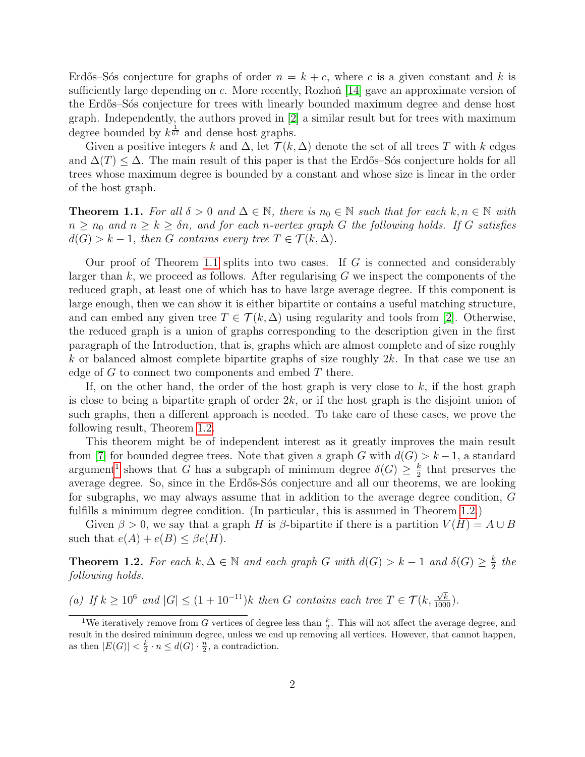Erdős–Sós conjecture for graphs of order $n = k + c$, where $c$ is a given constant and $k$ is sufficiently large depending on $c$. More recently, Rozhoň [14] gave an approximate version of the Erdős–Sós conjecture for trees with linearly bounded maximum degree and dense host graph. Independently, the authors proved in [2] a similar result but for trees with maximum degree bounded by $k^{\frac{1}{67}}$ and dense host graphs.

Given a positive integers $k$ and $\Delta$, let $\mathcal{T}(k, \Delta)$ denote the set of all trees $T$ with $k$ edges and $\Delta(T) \leq \Delta$. The main result of this paper is that the Erdős–Sós conjecture holds for all trees whose maximum degree is bounded by a constant and whose size is linear in the order of the host graph.

**Theorem 1.1.** *For all $\delta > 0$ and $\Delta \in \mathbb{N}$, there is $n_0 \in \mathbb{N}$ such that for each $k, n \in \mathbb{N}$ with $n \geq n_0$ and $n \geq k \geq \delta n$, and for each $n$-vertex graph $G$ the following holds. If $G$ satisfies $d(G) > k - 1$, then $G$ contains every tree $T \in \mathcal{T}(k, \Delta)$.*

Our proof of Theorem 1.1 splits into two cases. If $G$ is connected and considerably larger than $k$, we proceed as follows. After regularising $G$ we inspect the components of the reduced graph, at least one of which has to have large average degree. If this component is large enough, then we can show it is either bipartite or contains a useful matching structure, and can embed any given tree $T \in \mathcal{T}(k, \Delta)$ using regularity and tools from [2]. Otherwise, the reduced graph is a union of graphs corresponding to the description given in the first paragraph of the Introduction, that is, graphs which are almost complete and of size roughly $k$ or balanced almost complete bipartite graphs of size roughly $2k$. In that case we use an edge of $G$ to connect two components and embed $T$ there.

If, on the other hand, the order of the host graph is very close to $k$, if the host graph is close to being a bipartite graph of order $2k$, or if the host graph is the disjoint union of such graphs, then a different approach is needed. To take care of these cases, we prove the following result, Theorem 1.2.

This theorem might be of independent interest as it greatly improves the main result from [7] for bounded degree trees. Note that given a graph $G$ with $d(G) > k-1$, a standard argument[1] shows that $G$ has a subgraph of minimum degree $\delta(G) \geq \frac{k}{2}$ that preserves the average degree. So, since in the Erdős-Sós conjecture and all our theorems, we are looking for subgraphs, we may always assume that in addition to the average degree condition, $G$ fulfills a minimum degree condition. (In particular, this is assumed in Theorem 1.2.)

Given $\beta > 0$, we say that a graph $H$ is $\beta$-bipartite if there is a partition $V(H) = A \cup B$ such that $e(A) + e(B) \leq \beta e(H)$.

**Theorem 1.2.** *For each $k, \Delta \in \mathbb{N}$ and each graph $G$ with $d(G) > k - 1$ and $\delta(G) \geq \frac{k}{2}$ the following holds.*

*(a) If $k \geq 10^6$ and $|G| \leq (1 + 10^{-11})k$ then $G$ contains each tree $T \in \mathcal{T}(k, \frac{\sqrt{k}}{1000})$.*

[1] We iteratively remove from $G$ vertices of degree less than $\frac{k}{2}$. This will not affect the average degree, and result in the desired minimum degree, unless we end up removing all vertices. However, that cannot happen, as then $|E(G)| < \frac{k}{2} \cdot n \leq d(G) \cdot \frac{n}{2}$, a contradiction.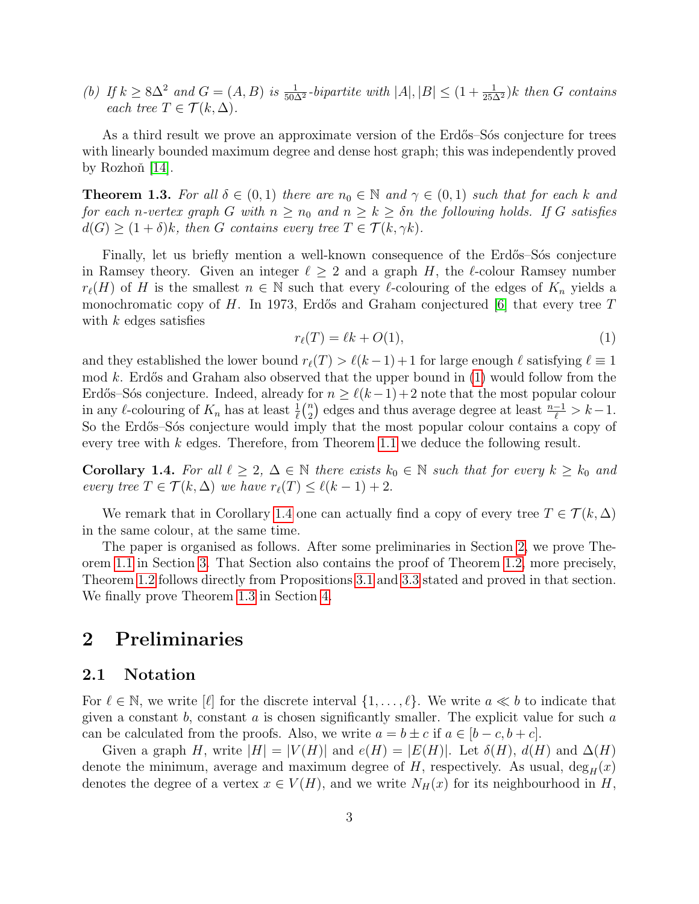(b) *If $k \geq 8\Delta^2$ and $G = (A, B)$ is $\frac{1}{50\Delta^2}$-bipartite with $|A|, |B| \leq (1 + \frac{1}{25\Delta^2})k$ then $G$ contains each tree $T \in \mathcal{T}(k, \Delta)$.*

As a third result we prove an approximate version of the Erdős–Sós conjecture for trees with linearly bounded maximum degree and dense host graph; this was independently proved by Rozhoň [14].

**Theorem 1.3.** *For all $\delta \in (0, 1)$ there are $n_0 \in \mathbb{N}$ and $\gamma \in (0, 1)$ such that for each $k$ and for each $n$-vertex graph $G$ with $n \geq n_0$ and $n \geq k \geq \delta n$ the following holds. If $G$ satisfies $d(G) \geq (1 + \delta)k$, then $G$ contains every tree $T \in \mathcal{T}(k, \gamma k)$.*

Finally, let us briefly mention a well-known consequence of the Erdős–Sós conjecture in Ramsey theory. Given an integer $\ell \geq 2$ and a graph $H$, the $\ell$-colour Ramsey number $r_\ell(H)$ of $H$ is the smallest $n \in \mathbb{N}$ such that every $\ell$-colouring of the edges of $K_n$ yields a monochromatic copy of $H$. In 1973, Erdős and Graham conjectured [6] that every tree $T$ with $k$ edges satisfies

$$r_\ell(T) = \ell k + O(1), \tag{1}$$

and they established the lower bound $r_\ell(T) > \ell(k-1)+1$ for large enough $\ell$ satisfying $\ell \equiv 1 \mod k$. Erdős and Graham also observed that the upper bound in (1) would follow from the Erdős–Sós conjecture. Indeed, already for $n \geq \ell(k-1)+2$ note that the most popular colour in any $\ell$-colouring of $K_n$ has at least $\frac{1}{\ell}\binom{n}{2}$ edges and thus average degree at least $\frac{n-1}{\ell} > k-1$. So the Erdős–Sós conjecture would imply that the most popular colour contains a copy of every tree with $k$ edges. Therefore, from Theorem 1.1 we deduce the following result.

**Corollary 1.4.** *For all $\ell \geq 2$, $\Delta \in \mathbb{N}$ there exists $k_0 \in \mathbb{N}$ such that for every $k \geq k_0$ and every tree $T \in \mathcal{T}(k, \Delta)$ we have $r_\ell(T) \leq \ell(k-1) + 2$.*

We remark that in Corollary 1.4 one can actually find a copy of every tree $T \in \mathcal{T}(k, \Delta)$ in the same colour, at the same time.

The paper is organised as follows. After some preliminaries in Section 2, we prove Theorem 1.1 in Section 3. That Section also contains the proof of Theorem 1.2, more precisely, Theorem 1.2 follows directly from Propositions 3.1 and 3.3 stated and proved in that section. We finally prove Theorem 1.3 in Section 4.

# 2 Preliminaries

## 2.1 Notation

For $\ell \in \mathbb{N}$, we write $[\ell]$ for the discrete interval $\{1, \ldots, \ell\}$. We write $a \ll b$ to indicate that given a constant $b$, constant $a$ is chosen significantly smaller. The explicit value for such $a$ can be calculated from the proofs. Also, we write $a = b \pm c$ if $a \in [b - c, b + c]$.

Given a graph $H$, write $|H| = |V(H)|$ and $e(H) = |E(H)|$. Let $\delta(H)$, $d(H)$ and $\Delta(H)$ denote the minimum, average and maximum degree of $H$, respectively. As usual, $\deg_H(x)$ denotes the degree of a vertex $x \in V(H)$, and we write $N_H(x)$ for its neighbourhood in $H$,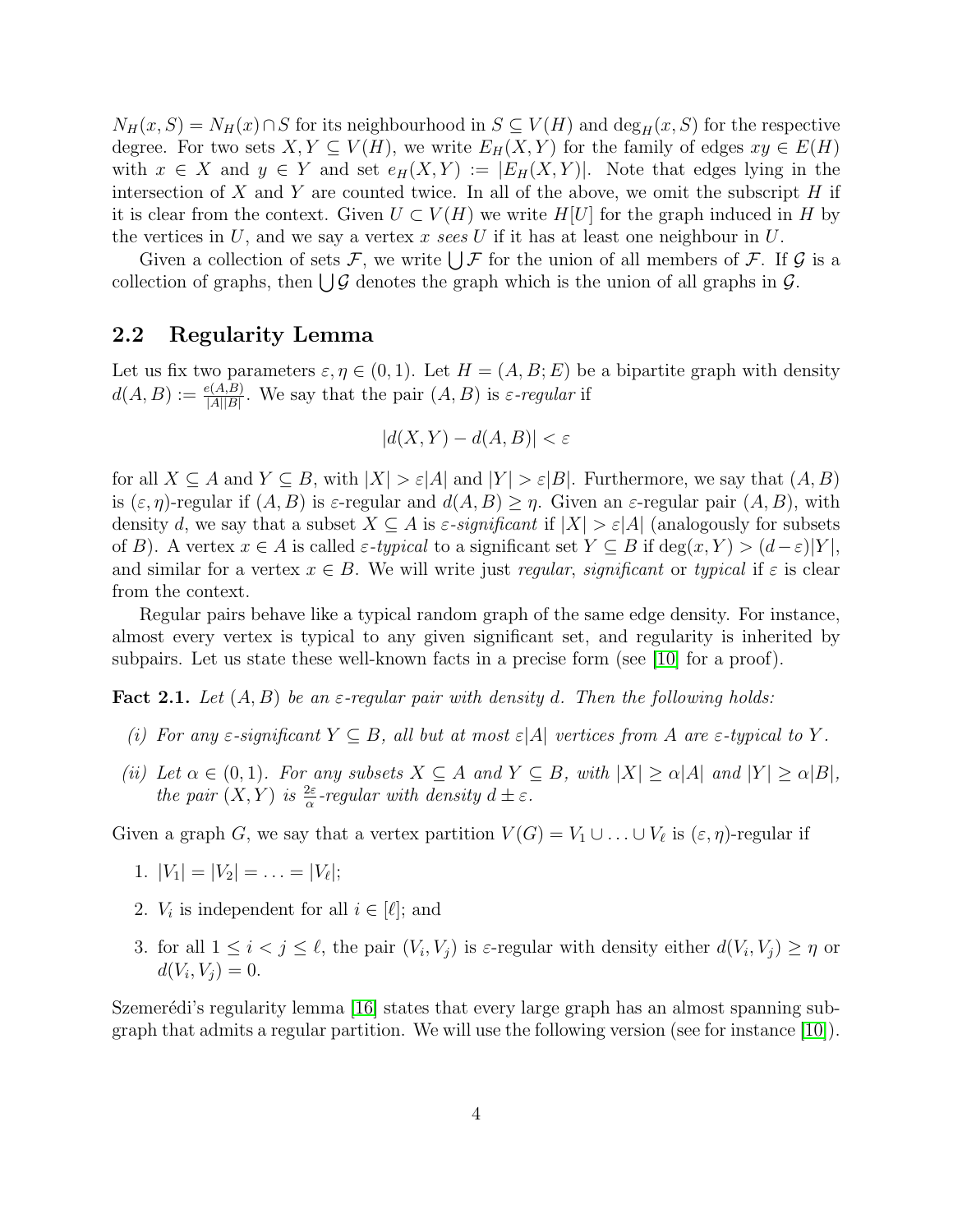$N_H(x, S) = N_H(x) \cap S$ for its neighbourhood in $S \subseteq V(H)$ and $\deg_H(x, S)$ for the respective degree. For two sets $X, Y \subseteq V(H)$, we write $E_H(X, Y)$ for the family of edges $xy \in E(H)$ with $x \in X$ and $y \in Y$ and set $e_H(X, Y) := |E_H(X, Y)|$. Note that edges lying in the intersection of $X$ and $Y$ are counted twice. In all of the above, we omit the subscript $H$ if it is clear from the context. Given $U \subset V(H)$ we write $H[U]$ for the graph induced in $H$ by the vertices in $U$, and we say a vertex $x$ *sees* $U$ if it has at least one neighbour in $U$.

Given a collection of sets $\mathcal{F}$, we write $\bigcup \mathcal{F}$ for the union of all members of $\mathcal{F}$. If $\mathcal{G}$ is a collection of graphs, then $\bigcup \mathcal{G}$ denotes the graph which is the union of all graphs in $\mathcal{G}$.

## 2.2 Regularity Lemma

Let us fix two parameters $\varepsilon, \eta \in (0, 1)$. Let $H = (A, B; E)$ be a bipartite graph with density $d(A, B) := \frac{e(A,B)}{|A||B|}$. We say that the pair $(A, B)$ is *$\varepsilon$-regular* if

$$|d(X, Y) - d(A, B)| < \varepsilon$$

for all $X \subseteq A$ and $Y \subseteq B$, with $|X| > \varepsilon|A|$ and $|Y| > \varepsilon|B|$. Furthermore, we say that $(A, B)$ is $(\varepsilon, \eta)$-regular if $(A, B)$ is $\varepsilon$-regular and $d(A, B) \geq \eta$. Given an $\varepsilon$-regular pair $(A, B)$, with density $d$, we say that a subset $X \subseteq A$ is *$\varepsilon$-significant* if $|X| > \varepsilon|A|$ (analogously for subsets of $B$). A vertex $x \in A$ is called *$\varepsilon$-typical* to a significant set $Y \subseteq B$ if $\deg(x, Y) > (d - \varepsilon)|Y|$, and similar for a vertex $x \in B$. We will write just *regular*, *significant* or *typical* if $\varepsilon$ is clear from the context.

Regular pairs behave like a typical random graph of the same edge density. For instance, almost every vertex is typical to any given significant set, and regularity is inherited by subpairs. Let us state these well-known facts in a precise form (see [10] for a proof).

**Fact 2.1.** *Let $(A, B)$ be an $\varepsilon$-regular pair with density $d$. Then the following holds:*

*(i) For any $\varepsilon$-significant $Y \subseteq B$, all but at most $\varepsilon|A|$ vertices from $A$ are $\varepsilon$-typical to $Y$.*

*(ii) Let $\alpha \in (0, 1)$. For any subsets $X \subseteq A$ and $Y \subseteq B$, with $|X| \geq \alpha|A|$ and $|Y| \geq \alpha|B|$, the pair $(X, Y)$ is $\frac{2\varepsilon}{\alpha}$-regular with density $d \pm \varepsilon$.*

Given a graph $G$, we say that a vertex partition $V(G) = V_1 \cup \ldots \cup V_\ell$ is $(\varepsilon, \eta)$-regular if

1. $|V_1| = |V_2| = \ldots = |V_\ell|$;
2. $V_i$ is independent for all $i \in [\ell]$; and
3. for all $1 \leq i < j \leq \ell$, the pair $(V_i, V_j)$ is $\varepsilon$-regular with density either $d(V_i, V_j) \geq \eta$ or $d(V_i, V_j) = 0$.

Szemerédi's regularity lemma [16] states that every large graph has an almost spanning subgraph that admits a regular partition. We will use the following version (see for instance [10]).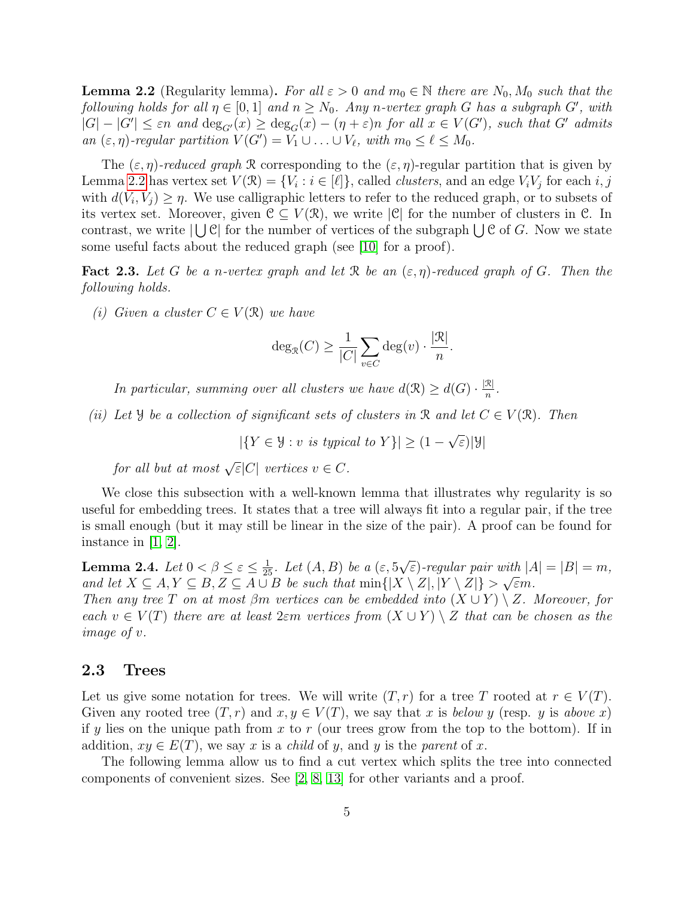**Lemma 2.2** (Regularity lemma)**.** *For all $\varepsilon > 0$ and $m_0 \in \mathbb{N}$ there are $N_0, M_0$ such that the following holds for all $\eta \in [0,1]$ and $n \geq N_0$. Any $n$-vertex graph $G$ has a subgraph $G'$, with $|G| - |G'| \leq \varepsilon n$ and $\deg_{G'}(x) \geq \deg_G(x) - (\eta + \varepsilon)n$ for all $x \in V(G')$, such that $G'$ admits an $(\varepsilon, \eta)$-regular partition $V(G') = V_1 \cup \ldots \cup V_\ell$, with $m_0 \leq \ell \leq M_0$.*

The $(\varepsilon, \eta)$*-reduced graph* $\mathcal{R}$ corresponding to the $(\varepsilon, \eta)$-regular partition that is given by Lemma 2.2 has vertex set $V(\mathcal{R}) = \{V_i : i \in [\ell]\}$, called *clusters*, and an edge $V_iV_j$ for each $i, j$ with $d(V_i, V_j) \geq \eta$. We use calligraphic letters to refer to the reduced graph, or to subsets of its vertex set. Moreover, given $\mathcal{C} \subseteq V(\mathcal{R})$, we write $|\mathcal{C}|$ for the number of clusters in $\mathcal{C}$. In contrast, we write $|\bigcup \mathcal{C}|$ for the number of vertices of the subgraph $\bigcup \mathcal{C}$ of $G$. Now we state some useful facts about the reduced graph (see [10] for a proof).

**Fact 2.3.** *Let $G$ be a $n$-vertex graph and let $\mathcal{R}$ be an $(\varepsilon, \eta)$-reduced graph of $G$. Then the following holds.*

*(i) Given a cluster $C \in V(\mathcal{R})$ we have*

$$\deg_{\mathcal{R}}(C) \geq \frac{1}{|C|} \sum_{v \in C} \deg(v) \cdot \frac{|\mathcal{R}|}{n}.$$

*In particular, summing over all clusters we have $d(\mathcal{R}) \geq d(G) \cdot \frac{|\mathcal{R}|}{n}$.*

*(ii) Let $\mathcal{Y}$ be a collection of significant sets of clusters in $\mathcal{R}$ and let $C \in V(\mathcal{R})$. Then*

$$|\{Y \in \mathcal{Y} : v \text{ is typical to } Y\}| \geq (1 - \sqrt{\varepsilon})|\mathcal{Y}|$$

*for all but at most $\sqrt{\varepsilon}|C|$ vertices $v \in C$.*

We close this subsection with a well-known lemma that illustrates why regularity is so useful for embedding trees. It states that a tree will always fit into a regular pair, if the tree is small enough (but it may still be linear in the size of the pair). A proof can be found for instance in [1, 2].

**Lemma 2.4.** *Let $0 < \beta \leq \varepsilon \leq \frac{1}{25}$. Let $(A, B)$ be a $(\varepsilon, 5\sqrt{\varepsilon})$-regular pair with $|A| = |B| = m$, and let $X \subseteq A, Y \subseteq B, Z \subseteq A \cup B$ be such that $\min\{|X \setminus Z|, |Y \setminus Z|\} > \sqrt{\varepsilon}m$.*
*Then any tree $T$ on at most $\beta m$ vertices can be embedded into $(X \cup Y) \setminus Z$. Moreover, for each $v \in V(T)$ there are at least $2\varepsilon m$ vertices from $(X \cup Y) \setminus Z$ that can be chosen as the image of $v$.*

## 2.3 Trees

Let us give some notation for trees. We will write $(T, r)$ for a tree $T$ rooted at $r \in V(T)$. Given any rooted tree $(T, r)$ and $x, y \in V(T)$, we say that $x$ is *below* $y$ (resp. $y$ is *above* $x$) if $y$ lies on the unique path from $x$ to $r$ (our trees grow from the top to the bottom). If in addition, $xy \in E(T)$, we say $x$ is a *child* of $y$, and $y$ is the *parent* of $x$.

The following lemma allow us to find a cut vertex which splits the tree into connected components of convenient sizes. See [2, 8, 13] for other variants and a proof.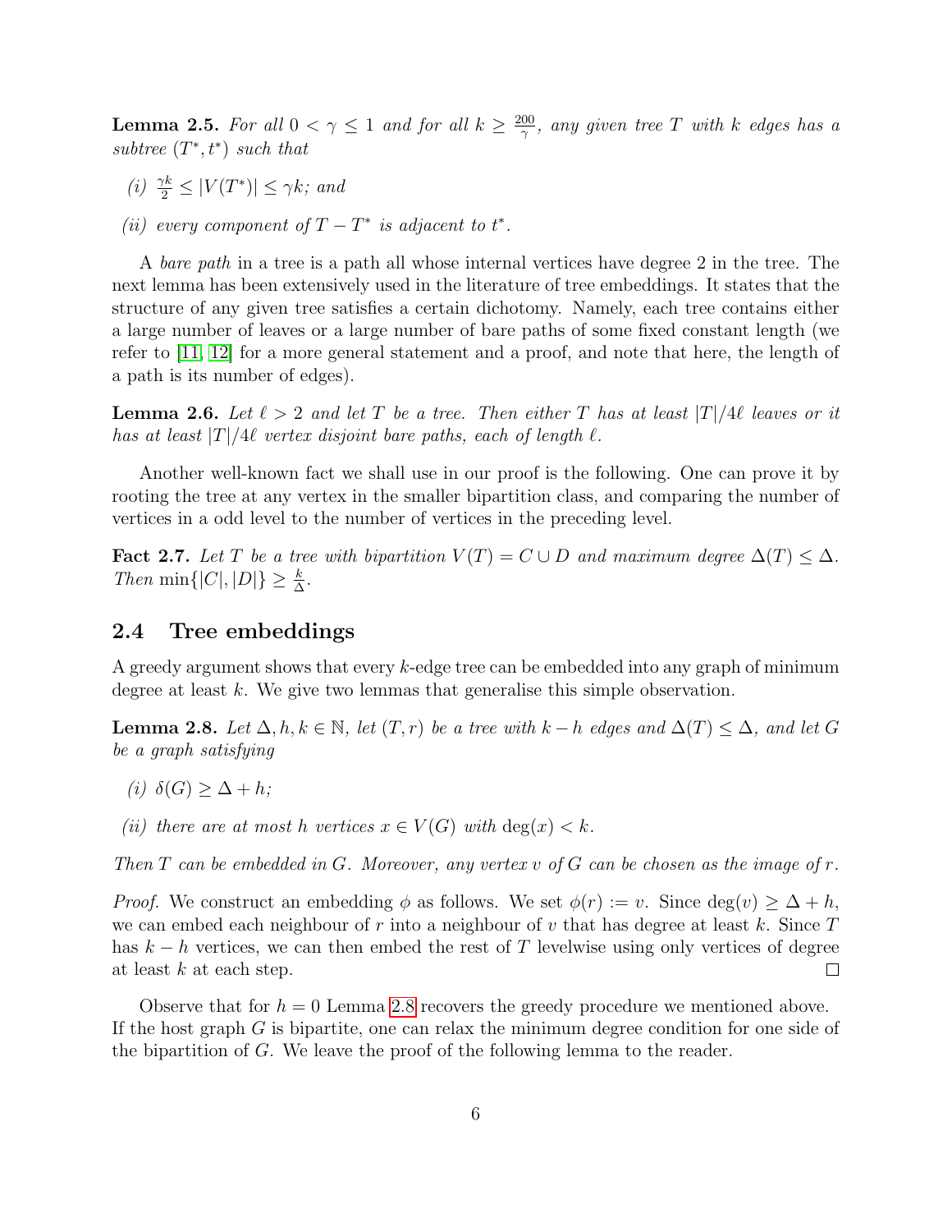**Lemma 2.5.** *For all $0 < \gamma \leq 1$ and for all $k \geq \frac{200}{\gamma}$, any given tree $T$ with $k$ edges has a subtree $(T^*, t^*)$ such that*

*(i) $\frac{\gamma k}{2} \leq |V(T^*)| \leq \gamma k$; and*

*(ii) every component of $T - T^*$ is adjacent to $t^*$.*

A *bare path* in a tree is a path all whose internal vertices have degree 2 in the tree. The next lemma has been extensively used in the literature of tree embeddings. It states that the structure of any given tree satisfies a certain dichotomy. Namely, each tree contains either a large number of leaves or a large number of bare paths of some fixed constant length (we refer to [11, 12] for a more general statement and a proof, and note that here, the length of a path is its number of edges).

**Lemma 2.6.** *Let $\ell > 2$ and let $T$ be a tree. Then either $T$ has at least $|T|/4\ell$ leaves or it has at least $|T|/4\ell$ vertex disjoint bare paths, each of length $\ell$.*

Another well-known fact we shall use in our proof is the following. One can prove it by rooting the tree at any vertex in the smaller bipartition class, and comparing the number of vertices in a odd level to the number of vertices in the preceding level.

**Fact 2.7.** *Let $T$ be a tree with bipartition $V(T) = C \cup D$ and maximum degree $\Delta(T) \leq \Delta$. Then $\min\{|C|, |D|\} \geq \frac{k}{\Delta}$.*

## 2.4 Tree embeddings

A greedy argument shows that every $k$-edge tree can be embedded into any graph of minimum degree at least $k$. We give two lemmas that generalise this simple observation.

**Lemma 2.8.** *Let $\Delta, h, k \in \mathbb{N}$, let $(T, r)$ be a tree with $k - h$ edges and $\Delta(T) \leq \Delta$, and let $G$ be a graph satisfying*

*(i) $\delta(G) \geq \Delta + h$;*

*(ii) there are at most $h$ vertices $x \in V(G)$ with $\deg(x) < k$.*

*Then $T$ can be embedded in $G$. Moreover, any vertex $v$ of $G$ can be chosen as the image of $r$.*

*Proof.* We construct an embedding $\phi$ as follows. We set $\phi(r) := v$. Since $\deg(v) \geq \Delta + h$, we can embed each neighbour of $r$ into a neighbour of $v$ that has degree at least $k$. Since $T$ has $k - h$ vertices, we can then embed the rest of $T$ levelwise using only vertices of degree at least $k$ at each step. $\square$

Observe that for $h = 0$ Lemma 2.8 recovers the greedy procedure we mentioned above. If the host graph $G$ is bipartite, one can relax the minimum degree condition for one side of the bipartition of $G$. We leave the proof of the following lemma to the reader.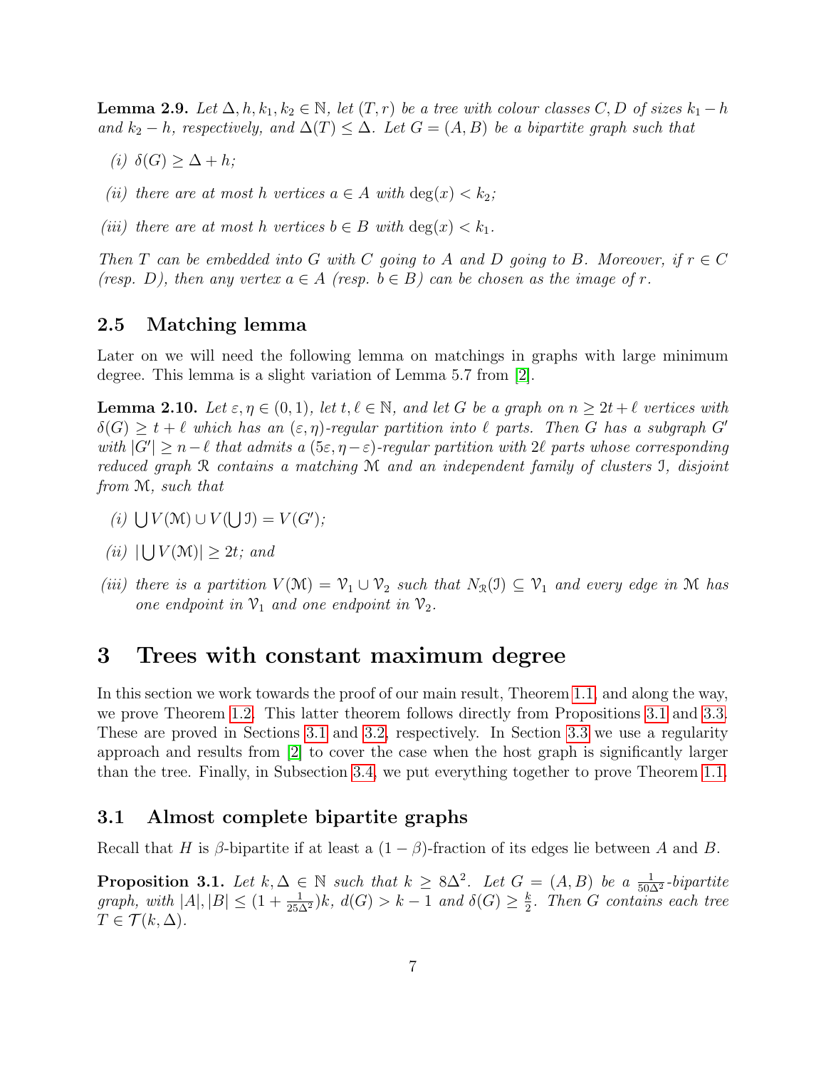**Lemma 2.9.** *Let $\Delta, h, k_1, k_2 \in \mathbb{N}$, let $(T, r)$ be a tree with colour classes $C, D$ of sizes $k_1 - h$ and $k_2 - h$, respectively, and $\Delta(T) \leq \Delta$. Let $G = (A, B)$ be a bipartite graph such that*

*(i)* $\delta(G) \geq \Delta + h$;

*(ii) there are at most $h$ vertices $a \in A$ with* $\deg(x) < k_2$;

*(iii) there are at most $h$ vertices $b \in B$ with* $\deg(x) < k_1$.

*Then $T$ can be embedded into $G$ with $C$ going to $A$ and $D$ going to $B$. Moreover, if $r \in C$ (resp. $D$), then any vertex $a \in A$ (resp. $b \in B$) can be chosen as the image of $r$.*

## 2.5 Matching lemma

Later on we will need the following lemma on matchings in graphs with large minimum degree. This lemma is a slight variation of Lemma 5.7 from [2].

**Lemma 2.10.** *Let $\varepsilon, \eta \in (0, 1)$, let $t, \ell \in \mathbb{N}$, and let $G$ be a graph on $n \geq 2t + \ell$ vertices with $\delta(G) \geq t + \ell$ which has an $(\varepsilon, \eta)$-regular partition into $\ell$ parts. Then $G$ has a subgraph $G'$ with $|G'| \geq n - \ell$ that admits a $(5\varepsilon, \eta - \varepsilon)$-regular partition with $2\ell$ parts whose corresponding reduced graph $\mathcal{R}$ contains a matching $\mathcal{M}$ and an independent family of clusters $\mathcal{I}$, disjoint from $\mathcal{M}$, such that*

*(i)* $\bigcup V(\mathcal{M}) \cup V(\bigcup \mathcal{I}) = V(G')$;

*(ii)* $|\bigcup V(\mathcal{M})| \geq 2t$; *and*

*(iii) there is a partition $V(\mathcal{M}) = \mathcal{V}_1 \cup \mathcal{V}_2$ such that $N_{\mathcal{R}}(\mathcal{I}) \subseteq \mathcal{V}_1$ and every edge in $\mathcal{M}$ has one endpoint in $\mathcal{V}_1$ and one endpoint in $\mathcal{V}_2$.*

# 3 Trees with constant maximum degree

In this section we work towards the proof of our main result, Theorem 1.1, and along the way, we prove Theorem 1.2. This latter theorem follows directly from Propositions 3.1 and 3.3. These are proved in Sections 3.1 and 3.2, respectively. In Section 3.3 we use a regularity approach and results from [2] to cover the case when the host graph is significantly larger than the tree. Finally, in Subsection 3.4, we put everything together to prove Theorem 1.1.

## 3.1 Almost complete bipartite graphs

Recall that $H$ is $\beta$-bipartite if at least a $(1 - \beta)$-fraction of its edges lie between $A$ and $B$.

**Proposition 3.1.** *Let $k, \Delta \in \mathbb{N}$ such that $k \geq 8\Delta^2$. Let $G = (A, B)$ be a $\frac{1}{50\Delta^2}$-bipartite graph, with $|A|, |B| \leq (1 + \frac{1}{25\Delta^2})k$, $d(G) > k - 1$ and $\delta(G) \geq \frac{k}{2}$. Then $G$ contains each tree $T \in \mathcal{T}(k, \Delta)$.*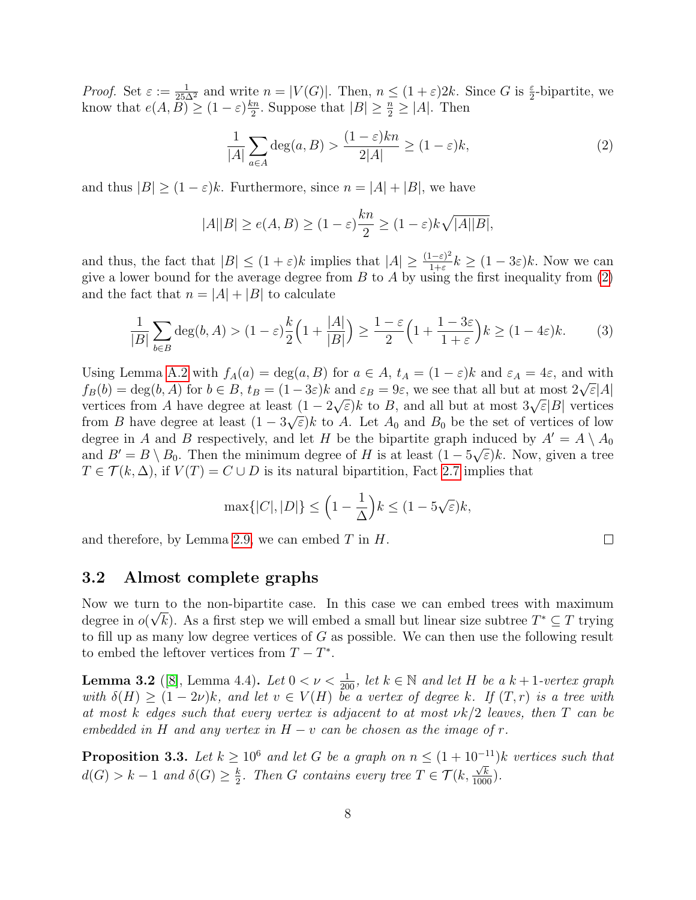*Proof.* Set $\varepsilon := \frac{1}{25\Delta^2}$ and write $n = |V(G)|$. Then, $n \leq (1+\varepsilon)2k$. Since $G$ is $\frac{\varepsilon}{2}$-bipartite, we know that $e(A, B) \geq (1-\varepsilon)\frac{kn}{2}$. Suppose that $|B| \geq \frac{n}{2} \geq |A|$. Then

$$\frac{1}{|A|}\sum_{a \in A} \deg(a, B) > \frac{(1-\varepsilon)kn}{2|A|} \geq (1-\varepsilon)k, \tag{2}$$

and thus $|B| \geq (1-\varepsilon)k$. Furthermore, since $n = |A| + |B|$, we have

$$|A||B| \geq e(A, B) \geq (1-\varepsilon)\frac{kn}{2} \geq (1-\varepsilon)k\sqrt{|A||B|},$$

and thus, the fact that $|B| \leq (1+\varepsilon)k$ implies that $|A| \geq \frac{(1-\varepsilon)^2}{1+\varepsilon}k \geq (1-3\varepsilon)k$. Now we can give a lower bound for the average degree from $B$ to $A$ by using the first inequality from (2) and the fact that $n = |A| + |B|$ to calculate

$$\frac{1}{|B|}\sum_{b \in B} \deg(b, A) > (1-\varepsilon)\frac{k}{2}\Big(1 + \frac{|A|}{|B|}\Big) \geq \frac{1-\varepsilon}{2}\Big(1 + \frac{1-3\varepsilon}{1+\varepsilon}\Big)k \geq (1-4\varepsilon)k. \tag{3}$$

Using Lemma A.2 with $f_A(a) = \deg(a, B)$ for $a \in A$, $t_A = (1-\varepsilon)k$ and $\varepsilon_A = 4\varepsilon$, and with $f_B(b) = \deg(b, A)$ for $b \in B$, $t_B = (1-3\varepsilon)k$ and $\varepsilon_B = 9\varepsilon$, we see that all but at most $2\sqrt{\varepsilon}|A|$ vertices from $A$ have degree at least $(1-2\sqrt{\varepsilon})k$ to $B$, and all but at most $3\sqrt{\varepsilon}|B|$ vertices from $B$ have degree at least $(1-3\sqrt{\varepsilon})k$ to $A$. Let $A_0$ and $B_0$ be the set of vertices of low degree in $A$ and $B$ respectively, and let $H$ be the bipartite graph induced by $A' = A \setminus A_0$ and $B' = B \setminus B_0$. Then the minimum degree of $H$ is at least $(1-5\sqrt{\varepsilon})k$. Now, given a tree $T \in \mathcal{T}(k, \Delta)$, if $V(T) = C \cup D$ is its natural bipartition, Fact 2.7 implies that

$$\max\{|C|, |D|\} \leq \Big(1 - \frac{1}{\Delta}\Big)k \leq (1-5\sqrt{\varepsilon})k,$$

and therefore, by Lemma 2.9, we can embed $T$ in $H$. □

## 3.2 Almost complete graphs

Now we turn to the non-bipartite case. In this case we can embed trees with maximum degree in $o(\sqrt{k})$. As a first step we will embed a small but linear size subtree $T^* \subseteq T$ trying to fill up as many low degree vertices of $G$ as possible. We can then use the following result to embed the leftover vertices from $T - T^*$.

**Lemma 3.2** ([8], Lemma 4.4)**.** *Let $0 < \nu < \frac{1}{200}$, let $k \in \mathbb{N}$ and let $H$ be a $k+1$-vertex graph with $\delta(H) \geq (1-2\nu)k$, and let $v \in V(H)$ be a vertex of degree $k$. If $(T, r)$ is a tree with at most $k$ edges such that every vertex is adjacent to at most $\nu k/2$ leaves, then $T$ can be embedded in $H$ and any vertex in $H - v$ can be chosen as the image of $r$.*

**Proposition 3.3.** *Let $k \geq 10^6$ and let $G$ be a graph on $n \leq (1+10^{-11})k$ vertices such that $d(G) > k-1$ and $\delta(G) \geq \frac{k}{2}$. Then $G$ contains every tree $T \in \mathcal{T}(k, \frac{\sqrt{k}}{1000})$.*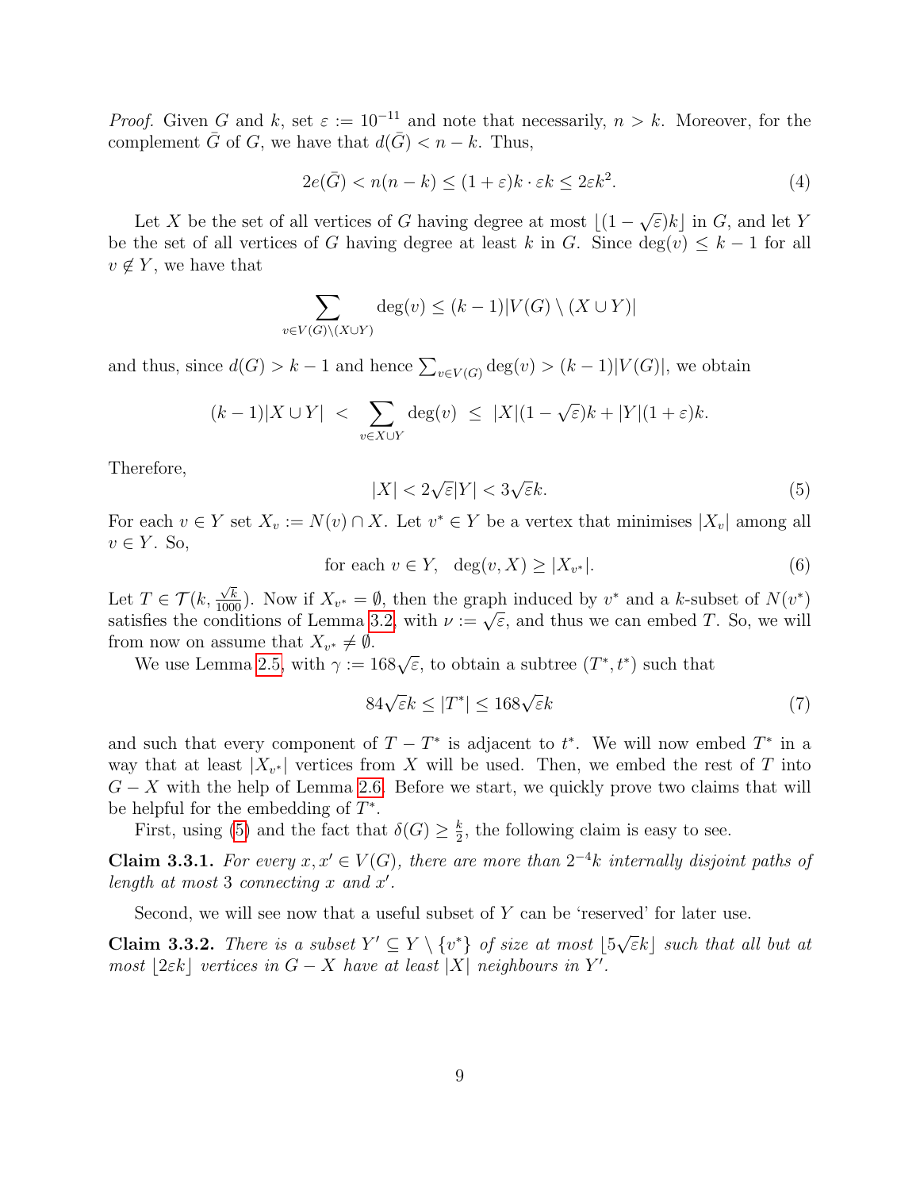*Proof.* Given $G$ and $k$, set $\varepsilon := 10^{-11}$ and note that necessarily, $n > k$. Moreover, for the complement $\bar{G}$ of $G$, we have that $d(\bar{G}) < n - k$. Thus,

$$2e(\bar{G}) < n(n-k) \leq (1+\varepsilon)k \cdot \varepsilon k \leq 2\varepsilon k^2. \tag{4}$$

Let $X$ be the set of all vertices of $G$ having degree at most $\lfloor (1-\sqrt{\varepsilon})k \rfloor$ in $G$, and let $Y$ be the set of all vertices of $G$ having degree at least $k$ in $G$. Since $\deg(v) \leq k-1$ for all $v \notin Y$, we have that

$$\sum_{v \in V(G) \setminus (X \cup Y)} \deg(v) \leq (k-1)|V(G) \setminus (X \cup Y)|$$

and thus, since $d(G) > k-1$ and hence $\sum_{v \in V(G)} \deg(v) > (k-1)|V(G)|$, we obtain

$$(k-1)|X \cup Y| \;<\; \sum_{v \in X \cup Y} \deg(v) \;\leq\; |X|(1-\sqrt{\varepsilon})k + |Y|(1+\varepsilon)k.$$

Therefore,

$$|X| < 2\sqrt{\varepsilon}|Y| < 3\sqrt{\varepsilon}k. \tag{5}$$

For each $v \in Y$ set $X_v := N(v) \cap X$. Let $v^* \in Y$ be a vertex that minimises $|X_v|$ among all $v \in Y$. So,

$$\text{for each } v \in Y, \quad \deg(v, X) \geq |X_{v^*}|. \tag{6}$$

Let $T \in \mathcal{T}(k, \frac{\sqrt{k}}{1000})$. Now if $X_{v^*} = \emptyset$, then the graph induced by $v^*$ and a $k$-subset of $N(v^*)$ satisfies the conditions of Lemma 3.2, with $\nu := \sqrt{\varepsilon}$, and thus we can embed $T$. So, we will from now on assume that $X_{v^*} \neq \emptyset$.

We use Lemma 2.5, with $\gamma := 168\sqrt{\varepsilon}$, to obtain a subtree $(T^*, t^*)$ such that

$$84\sqrt{\varepsilon}k \leq |T^*| \leq 168\sqrt{\varepsilon}k \tag{7}$$

and such that every component of $T - T^*$ is adjacent to $t^*$. We will now embed $T^*$ in a way that at least $|X_{v^*}|$ vertices from $X$ will be used. Then, we embed the rest of $T$ into $G - X$ with the help of Lemma 2.6. Before we start, we quickly prove two claims that will be helpful for the embedding of $T^*$.

First, using (5) and the fact that $\delta(G) \geq \frac{k}{2}$, the following claim is easy to see.

**Claim 3.3.1.** *For every $x, x' \in V(G)$, there are more than $2^{-4}k$ internally disjoint paths of length at most 3 connecting $x$ and $x'$.*

Second, we will see now that a useful subset of $Y$ can be 'reserved' for later use.

**Claim 3.3.2.** *There is a subset $Y' \subseteq Y \setminus \{v^*\}$ of size at most $\lfloor 5\sqrt{\varepsilon}k \rfloor$ such that all but at most $\lfloor 2\varepsilon k \rfloor$ vertices in $G - X$ have at least $|X|$ neighbours in $Y'$.*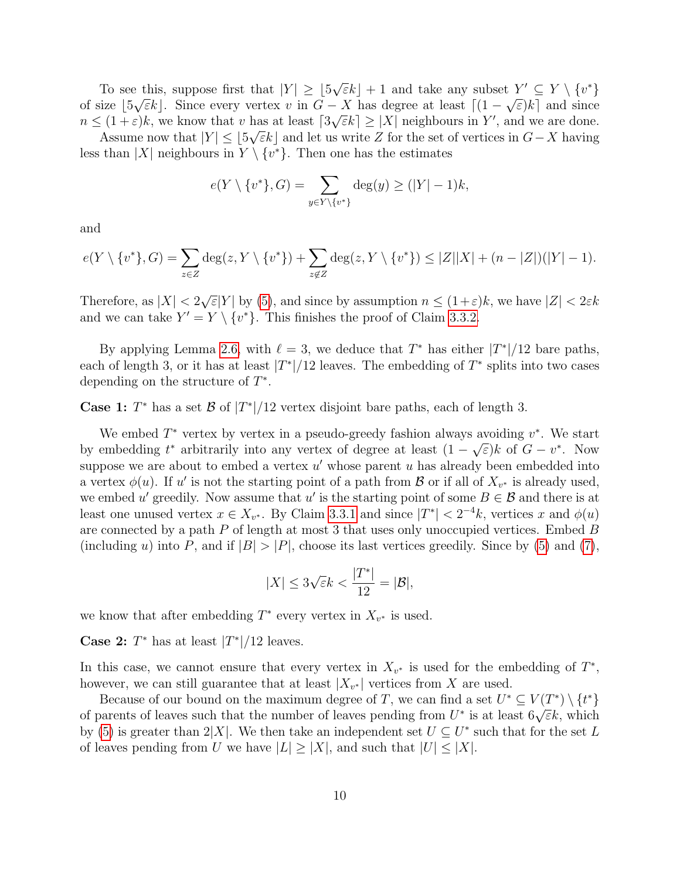To see this, suppose first that $|Y| \geq \lfloor 5\sqrt{\varepsilon}k \rfloor + 1$ and take any subset $Y' \subseteq Y \setminus \{v^*\}$ of size $\lfloor 5\sqrt{\varepsilon}k \rfloor$. Since every vertex $v$ in $G - X$ has degree at least $\lceil (1 - \sqrt{\varepsilon})k \rceil$ and since $n \leq (1+\varepsilon)k$, we know that $v$ has at least $\lceil 3\sqrt{\varepsilon}k \rceil \geq |X|$ neighbours in $Y'$, and we are done.

Assume now that $|Y| \leq \lfloor 5\sqrt{\varepsilon}k \rfloor$ and let us write $Z$ for the set of vertices in $G - X$ having less than $|X|$ neighbours in $Y \setminus \{v^*\}$. Then one has the estimates

$$e(Y \setminus \{v^*\}, G) = \sum_{y \in Y \setminus \{v^*\}} \deg(y) \geq (|Y| - 1)k,$$

and

$$e(Y \setminus \{v^*\}, G) = \sum_{z \in Z} \deg(z, Y \setminus \{v^*\}) + \sum_{z \notin Z} \deg(z, Y \setminus \{v^*\}) \leq |Z||X| + (n - |Z|)(|Y| - 1).$$

Therefore, as $|X| < 2\sqrt{\varepsilon}|Y|$ by (5), and since by assumption $n \leq (1+\varepsilon)k$, we have $|Z| < 2\varepsilon k$ and we can take $Y' = Y \setminus \{v^*\}$. This finishes the proof of Claim 3.3.2.

By applying Lemma 2.6, with $\ell = 3$, we deduce that $T^*$ has either $|T^*|/12$ bare paths, each of length 3, or it has at least $|T^*|/12$ leaves. The embedding of $T^*$ splits into two cases depending on the structure of $T^*$.

**Case 1:** $T^*$ has a set $\mathcal{B}$ of $|T^*|/12$ vertex disjoint bare paths, each of length 3.

We embed $T^*$ vertex by vertex in a pseudo-greedy fashion always avoiding $v^*$. We start by embedding $t^*$ arbitrarily into any vertex of degree at least $(1 - \sqrt{\varepsilon})k$ of $G - v^*$. Now suppose we are about to embed a vertex $u'$ whose parent $u$ has already been embedded into a vertex $\phi(u)$. If $u'$ is not the starting point of a path from $\mathcal{B}$ or if all of $X_{v^*}$ is already used, we embed $u'$ greedily. Now assume that $u'$ is the starting point of some $B \in \mathcal{B}$ and there is at least one unused vertex $x \in X_{v^*}$. By Claim 3.3.1 and since $|T^*| < 2^{-4}k$, vertices $x$ and $\phi(u)$ are connected by a path $P$ of length at most 3 that uses only unoccupied vertices. Embed $B$ (including $u$) into $P$, and if $|B| > |P|$, choose its last vertices greedily. Since by (5) and (7),

$$|X| \leq 3\sqrt{\varepsilon}k < \frac{|T^*|}{12} = |\mathcal{B}|,$$

we know that after embedding $T^*$ every vertex in $X_{v^*}$ is used.

**Case 2:** $T^*$ has at least $|T^*|/12$ leaves.

In this case, we cannot ensure that every vertex in $X_{v^*}$ is used for the embedding of $T^*$, however, we can still guarantee that at least $|X_{v^*}|$ vertices from $X$ are used.

Because of our bound on the maximum degree of $T$, we can find a set $U^* \subseteq V(T^*) \setminus \{t^*\}$ of parents of leaves such that the number of leaves pending from $U^*$ is at least $6\sqrt{\varepsilon}k$, which by (5) is greater than $2|X|$. We then take an independent set $U \subseteq U^*$ such that for the set $L$ of leaves pending from $U$ we have $|L| \geq |X|$, and such that $|U| \leq |X|$.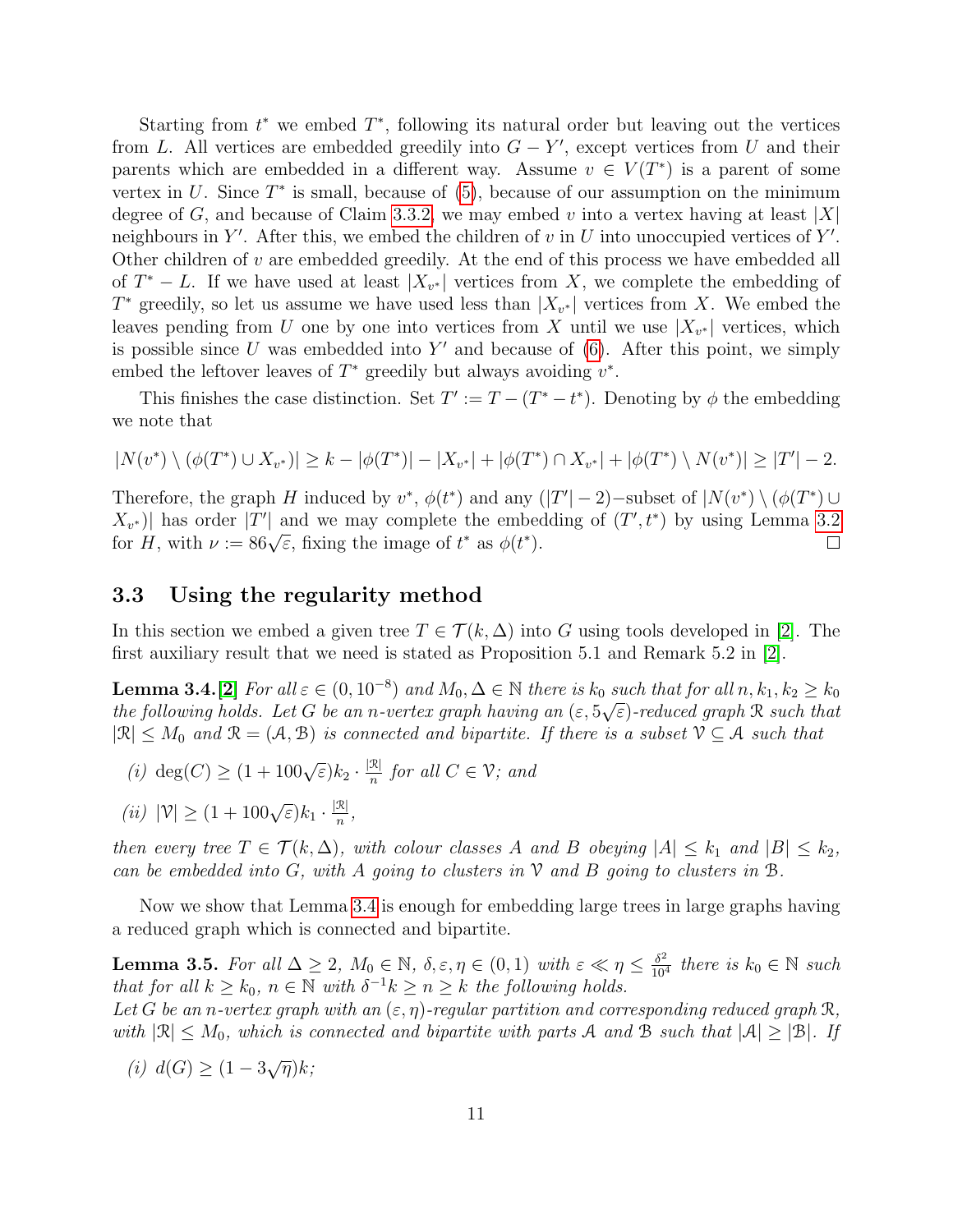Starting from $t^*$ we embed $T^*$, following its natural order but leaving out the vertices from $L$. All vertices are embedded greedily into $G - Y'$, except vertices from $U$ and their parents which are embedded in a different way. Assume $v \in V(T^*)$ is a parent of some vertex in $U$. Since $T^*$ is small, because of (5), because of our assumption on the minimum degree of $G$, and because of Claim 3.3.2, we may embed $v$ into a vertex having at least $|X|$ neighbours in $Y'$. After this, we embed the children of $v$ in $U$ into unoccupied vertices of $Y'$. Other children of $v$ are embedded greedily. At the end of this process we have embedded all of $T^* - L$. If we have used at least $|X_{v^*}|$ vertices from $X$, we complete the embedding of $T^*$ greedily, so let us assume we have used less than $|X_{v^*}|$ vertices from $X$. We embed the leaves pending from $U$ one by one into vertices from $X$ until we use $|X_{v^*}|$ vertices, which is possible since $U$ was embedded into $Y'$ and because of (6). After this point, we simply embed the leftover leaves of $T^*$ greedily but always avoiding $v^*$.

This finishes the case distinction. Set $T' := T - (T^* - t^*)$. Denoting by $\phi$ the embedding we note that

$$|N(v^*) \setminus (\phi(T^*) \cup X_{v^*})| \geq k - |\phi(T^*)| - |X_{v^*}| + |\phi(T^*) \cap X_{v^*}| + |\phi(T^*) \setminus N(v^*)| \geq |T'| - 2.$$

Therefore, the graph $H$ induced by $v^*$, $\phi(t^*)$ and any $(|T'| - 2)-$subset of $|N(v^*) \setminus (\phi(T^*) \cup X_{v^*})|$ has order $|T'|$ and we may complete the embedding of $(T', t^*)$ by using Lemma 3.2 for $H$, with $\nu := 86\sqrt{\varepsilon}$, fixing the image of $t^*$ as $\phi(t^*)$. □

## 3.3 Using the regularity method

In this section we embed a given tree $T \in \mathcal{T}(k, \Delta)$ into $G$ using tools developed in [2]. The first auxiliary result that we need is stated as Proposition 5.1 and Remark 5.2 in [2].

**Lemma 3.4.** [2] *For all $\varepsilon \in (0, 10^{-8})$ and $M_0, \Delta \in \mathbb{N}$ there is $k_0$ such that for all $n, k_1, k_2 \geq k_0$ the following holds. Let $G$ be an $n$-vertex graph having an $(\varepsilon, 5\sqrt{\varepsilon})$-reduced graph $\mathcal{R}$ such that $|\mathcal{R}| \leq M_0$ and $\mathcal{R} = (\mathcal{A}, \mathcal{B})$ is connected and bipartite. If there is a subset $\mathcal{V} \subseteq \mathcal{A}$ such that*

*(i) $\deg(C) \geq (1 + 100\sqrt{\varepsilon})k_2 \cdot \frac{|\mathcal{R}|}{n}$ for all $C \in \mathcal{V}$; and*

*(ii) $|\mathcal{V}| \geq (1 + 100\sqrt{\varepsilon})k_1 \cdot \frac{|\mathcal{R}|}{n}$,*

*then every tree $T \in \mathcal{T}(k, \Delta)$, with colour classes $A$ and $B$ obeying $|A| \leq k_1$ and $|B| \leq k_2$, can be embedded into $G$, with $A$ going to clusters in $\mathcal{V}$ and $B$ going to clusters in $\mathcal{B}$.*

Now we show that Lemma 3.4 is enough for embedding large trees in large graphs having a reduced graph which is connected and bipartite.

**Lemma 3.5.** *For all $\Delta \geq 2$, $M_0 \in \mathbb{N}$, $\delta, \varepsilon, \eta \in (0, 1)$ with $\varepsilon \ll \eta \leq \frac{\delta^2}{10^4}$ there is $k_0 \in \mathbb{N}$ such that for all $k \geq k_0$, $n \in \mathbb{N}$ with $\delta^{-1}k \geq n \geq k$ the following holds.*
*Let $G$ be an $n$-vertex graph with an $(\varepsilon, \eta)$-regular partition and corresponding reduced graph $\mathcal{R}$, with $|\mathcal{R}| \leq M_0$, which is connected and bipartite with parts $\mathcal{A}$ and $\mathcal{B}$ such that $|\mathcal{A}| \geq |\mathcal{B}|$. If*

*(i) $d(G) \geq (1 - 3\sqrt{\eta})k$;*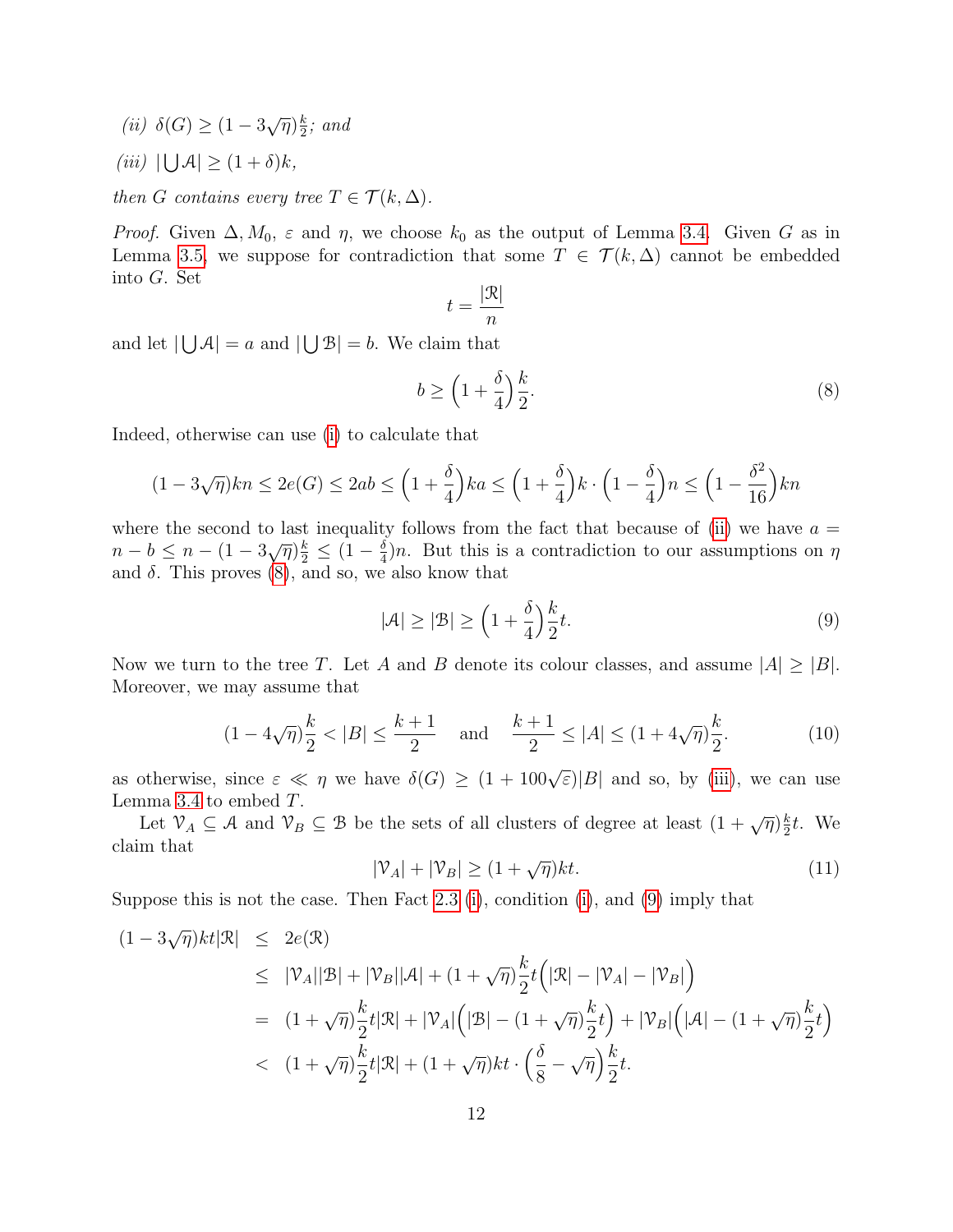*(ii)* $\delta(G) \geq (1 - 3\sqrt{\eta})\frac{k}{2}$*; and*

*(iii)* $|\bigcup \mathcal{A}| \geq (1+\delta)k$*,*

*then* $G$ *contains every tree* $T \in \mathcal{T}(k, \Delta)$*.*

*Proof.* Given $\Delta, M_0$, $\varepsilon$ and $\eta$, we choose $k_0$ as the output of Lemma 3.4. Given $G$ as in Lemma 3.5, we suppose for contradiction that some $T \in \mathcal{T}(k, \Delta)$ cannot be embedded into $G$. Set

$$t = \frac{|\mathcal{R}|}{n}$$

and let $|\bigcup \mathcal{A}| = a$ and $|\bigcup \mathcal{B}| = b$. We claim that

$$b \geq \Big(1 + \frac{\delta}{4}\Big)\frac{k}{2}. \tag{8}$$

Indeed, otherwise can use (i) to calculate that

$$(1 - 3\sqrt{\eta})kn \leq 2e(G) \leq 2ab \leq \Big(1 + \frac{\delta}{4}\Big)ka \leq \Big(1 + \frac{\delta}{4}\Big)k \cdot \Big(1 - \frac{\delta}{4}\Big)n \leq \Big(1 - \frac{\delta^2}{16}\Big)kn$$

where the second to last inequality follows from the fact that because of (ii) we have $a = n - b \leq n - (1 - 3\sqrt{\eta})\frac{k}{2} \leq (1 - \frac{\delta}{4})n$. But this is a contradiction to our assumptions on $\eta$ and $\delta$. This proves (8), and so, we also know that

$$|\mathcal{A}| \geq |\mathcal{B}| \geq \Big(1 + \frac{\delta}{4}\Big)\frac{k}{2}t. \tag{9}$$

Now we turn to the tree $T$. Let $A$ and $B$ denote its colour classes, and assume $|A| \geq |B|$. Moreover, we may assume that

$$(1 - 4\sqrt{\eta})\frac{k}{2} < |B| \leq \frac{k+1}{2} \quad \text{and} \quad \frac{k+1}{2} \leq |A| \leq (1 + 4\sqrt{\eta})\frac{k}{2}. \tag{10}$$

as otherwise, since $\varepsilon \ll \eta$ we have $\delta(G) \geq (1 + 100\sqrt{\varepsilon})|B|$ and so, by (iii), we can use Lemma 3.4 to embed $T$.

Let $\mathcal{V}_A \subseteq \mathcal{A}$ and $\mathcal{V}_B \subseteq \mathcal{B}$ be the sets of all clusters of degree at least $(1 + \sqrt{\eta})\frac{k}{2}t$. We claim that

$$|\mathcal{V}_A| + |\mathcal{V}_B| \geq (1 + \sqrt{\eta})kt. \tag{11}$$

Suppose this is not the case. Then Fact 2.3 (i), condition (i), and (9) imply that

$$\begin{aligned}
(1 - 3\sqrt{\eta})kt|\mathcal{R}| &\leq 2e(\mathcal{R}) \\
&\leq |\mathcal{V}_A||\mathcal{B}| + |\mathcal{V}_B||\mathcal{A}| + (1 + \sqrt{\eta})\frac{k}{2}t\Big(|\mathcal{R}| - |\mathcal{V}_A| - |\mathcal{V}_B|\Big) \\
&= (1 + \sqrt{\eta})\frac{k}{2}t|\mathcal{R}| + |\mathcal{V}_A|\Big(|\mathcal{B}| - (1 + \sqrt{\eta})\frac{k}{2}t\Big) + |\mathcal{V}_B|\Big(|\mathcal{A}| - (1 + \sqrt{\eta})\frac{k}{2}t\Big) \\
&< (1 + \sqrt{\eta})\frac{k}{2}t|\mathcal{R}| + (1 + \sqrt{\eta})kt \cdot \Big(\frac{\delta}{8} - \sqrt{\eta}\Big)\frac{k}{2}t.
\end{aligned}$$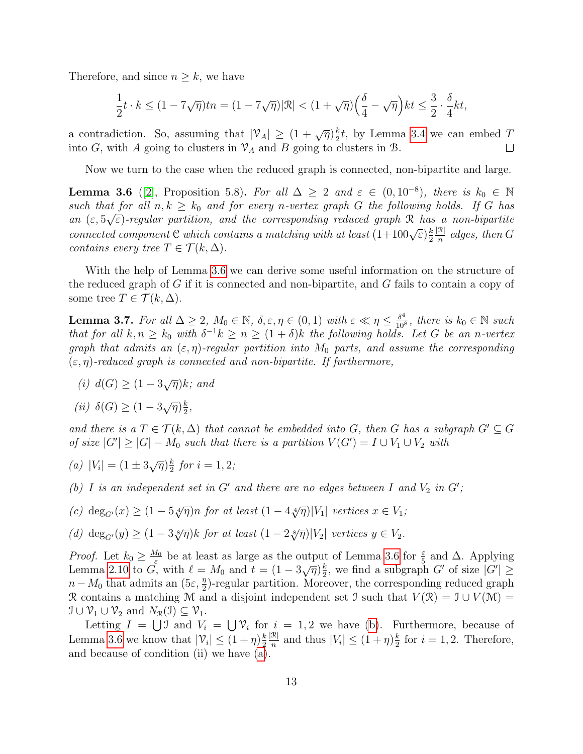Therefore, and since $n \geq k$, we have

$$\frac{1}{2}t \cdot k \leq (1-7\sqrt{\eta})tn = (1-7\sqrt{\eta})|\mathcal{R}| < (1+\sqrt{\eta})\Big(\frac{\delta}{4} - \sqrt{\eta}\Big)kt \leq \frac{3}{2} \cdot \frac{\delta}{4}kt,$$

a contradiction. So, assuming that $|\mathcal{V}_A| \geq (1+\sqrt{\eta})\frac{k}{2}t$, by Lemma 3.4 we can embed $T$ into $G$, with $A$ going to clusters in $\mathcal{V}_A$ and $B$ going to clusters in $\mathcal{B}$. $\square$

Now we turn to the case when the reduced graph is connected, non-bipartite and large.

**Lemma 3.6** ([2], Proposition 5.8)**.** *For all $\Delta \geq 2$ and $\varepsilon \in (0, 10^{-8})$, there is $k_0 \in \mathbb{N}$ such that for all $n, k \geq k_0$ and for every $n$-vertex graph $G$ the following holds. If $G$ has an $(\varepsilon, 5\sqrt{\varepsilon})$-regular partition, and the corresponding reduced graph $\mathcal{R}$ has a non-bipartite connected component $\mathcal{C}$ which contains a matching with at least $(1+100\sqrt{\varepsilon})\frac{k}{2}\frac{|\mathcal{R}|}{n}$ edges, then $G$ contains every tree $T \in \mathcal{T}(k, \Delta)$.*

With the help of Lemma 3.6 we can derive some useful information on the structure of the reduced graph of $G$ if it is connected and non-bipartite, and $G$ fails to contain a copy of some tree $T \in \mathcal{T}(k, \Delta)$.

**Lemma 3.7.** *For all $\Delta \geq 2$, $M_0 \in \mathbb{N}$, $\delta, \varepsilon, \eta \in (0,1)$ with $\varepsilon \ll \eta \leq \frac{\delta^4}{10^8}$, there is $k_0 \in \mathbb{N}$ such that for all $k, n \geq k_0$ with $\delta^{-1}k \geq n \geq (1+\delta)k$ the following holds. Let $G$ be an $n$-vertex graph that admits an $(\varepsilon, \eta)$-regular partition into $M_0$ parts, and assume the corresponding $(\varepsilon, \eta)$-reduced graph is connected and non-bipartite. If furthermore,*

*(i) $d(G) \geq (1-3\sqrt{\eta})k$; and*

*(ii) $\delta(G) \geq (1-3\sqrt{\eta})\frac{k}{2}$,*

*and there is a $T \in \mathcal{T}(k, \Delta)$ that cannot be embedded into $G$, then $G$ has a subgraph $G' \subseteq G$ of size $|G'| \geq |G| - M_0$ such that there is a partition $V(G') = I \cup V_1 \cup V_2$ with*

*(a) $|V_i| = (1 \pm 3\sqrt{\eta})\frac{k}{2}$ for $i = 1, 2$;*

*(b) $I$ is an independent set in $G'$ and there are no edges between $I$ and $V_2$ in $G'$;*

*(c) $\deg_{G'}(x) \geq (1-5\sqrt[4]{\eta})n$ for at least $(1-4\sqrt[4]{\eta})|V_1|$ vertices $x \in V_1$;*

*(d) $\deg_{G'}(y) \geq (1-3\sqrt[8]{\eta})k$ for at least $(1-2\sqrt[8]{\eta})|V_2|$ vertices $y \in V_2$.*

*Proof.* Let $k_0 \geq \frac{M_0}{\varepsilon}$ be at least as large as the output of Lemma 3.6 for $\frac{\varepsilon}{5}$ and $\Delta$. Applying Lemma 2.10 to $G$, with $\ell = M_0$ and $t = (1-3\sqrt{\eta})\frac{k}{2}$, we find a subgraph $G'$ of size $|G'| \geq n - M_0$ that admits an $(5\varepsilon, \frac{\eta}{2})$-regular partition. Moreover, the corresponding reduced graph $\mathcal{R}$ contains a matching $\mathcal{M}$ and a disjoint independent set $\mathcal{I}$ such that $V(\mathcal{R}) = \mathcal{I} \cup V(\mathcal{M}) = \mathcal{I} \cup \mathcal{V}_1 \cup \mathcal{V}_2$ and $N_{\mathcal{R}}(\mathcal{I}) \subseteq \mathcal{V}_1$.

Letting $I = \bigcup \mathcal{I}$ and $V_i = \bigcup \mathcal{V}_i$ for $i = 1, 2$ we have (b). Furthermore, because of Lemma 3.6 we know that $|\mathcal{V}_i| \leq (1+\eta)\frac{k}{2}\frac{|\mathcal{R}|}{n}$ and thus $|V_i| \leq (1+\eta)\frac{k}{2}$ for $i = 1, 2$. Therefore, and because of condition (ii) we have (a).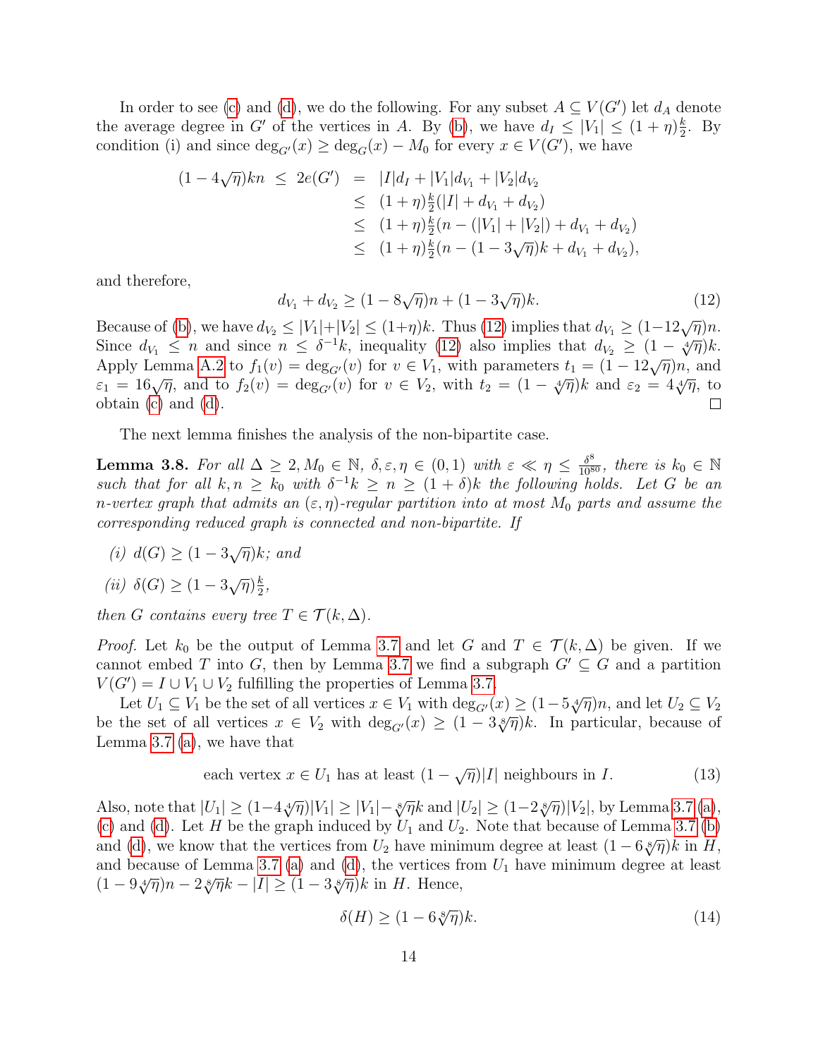In order to see (c) and (d), we do the following. For any subset $A \subseteq V(G')$ let $d_A$ denote the average degree in $G'$ of the vertices in $A$. By (b), we have $d_I \leq |V_1| \leq (1+\eta)\frac{k}{2}$. By condition (i) and since $\deg_{G'}(x) \geq \deg_G(x) - M_0$ for every $x \in V(G')$, we have

$$\begin{aligned}
(1-4\sqrt{\eta})kn \;\leq\; 2e(G') &= |I|d_I + |V_1|d_{V_1} + |V_2|d_{V_2} \\
&\leq (1+\eta)\tfrac{k}{2}(|I| + d_{V_1} + d_{V_2}) \\
&\leq (1+\eta)\tfrac{k}{2}(n - (|V_1|+|V_2|) + d_{V_1} + d_{V_2}) \\
&\leq (1+\eta)\tfrac{k}{2}(n - (1-3\sqrt{\eta})k + d_{V_1} + d_{V_2}),
\end{aligned}$$

and therefore,

$$d_{V_1} + d_{V_2} \geq (1-8\sqrt{\eta})n + (1-3\sqrt{\eta})k. \tag{12}$$

Because of (b), we have $d_{V_2} \leq |V_1|+|V_2| \leq (1+\eta)k$. Thus (12) implies that $d_{V_1} \geq (1-12\sqrt{\eta})n$. Since $d_{V_1} \leq n$ and since $n \leq \delta^{-1}k$, inequality (12) also implies that $d_{V_2} \geq (1-\sqrt[4]{\eta})k$. Apply Lemma A.2 to $f_1(v) = \deg_{G'}(v)$ for $v \in V_1$, with parameters $t_1 = (1-12\sqrt{\eta})n$, and $\varepsilon_1 = 16\sqrt{\eta}$, and to $f_2(v) = \deg_{G'}(v)$ for $v \in V_2$, with $t_2 = (1-\sqrt[4]{\eta})k$ and $\varepsilon_2 = 4\sqrt[4]{\eta}$, to obtain (c) and (d). $\square$

The next lemma finishes the analysis of the non-bipartite case.

**Lemma 3.8.** *For all $\Delta \geq 2, M_0 \in \mathbb{N}$, $\delta, \varepsilon, \eta \in (0,1)$ with $\varepsilon \ll \eta \leq \frac{\delta^8}{10^{80}}$, there is $k_0 \in \mathbb{N}$ such that for all $k, n \geq k_0$ with $\delta^{-1}k \geq n \geq (1+\delta)k$ the following holds. Let $G$ be an $n$-vertex graph that admits an $(\varepsilon,\eta)$-regular partition into at most $M_0$ parts and assume the corresponding reduced graph is connected and non-bipartite. If*

*(i) $d(G) \geq (1-3\sqrt{\eta})k$; and*

*(ii) $\delta(G) \geq (1-3\sqrt{\eta})\frac{k}{2}$,*

*then $G$ contains every tree $T \in \mathcal{T}(k,\Delta)$.*

*Proof.* Let $k_0$ be the output of Lemma 3.7 and let $G$ and $T \in \mathcal{T}(k,\Delta)$ be given. If we cannot embed $T$ into $G$, then by Lemma 3.7 we find a subgraph $G' \subseteq G$ and a partition $V(G') = I \cup V_1 \cup V_2$ fulfilling the properties of Lemma 3.7.

Let $U_1 \subseteq V_1$ be the set of all vertices $x \in V_1$ with $\deg_{G'}(x) \geq (1-5\sqrt[4]{\eta})n$, and let $U_2 \subseteq V_2$ be the set of all vertices $x \in V_2$ with $\deg_{G'}(x) \geq (1-3\sqrt[8]{\eta})k$. In particular, because of Lemma 3.7 (a), we have that

$$\text{each vertex } x \in U_1 \text{ has at least } (1-\sqrt{\eta})|I| \text{ neighbours in } I. \tag{13}$$

Also, note that $|U_1| \geq (1-4\sqrt[4]{\eta})|V_1| \geq |V_1| - \sqrt[8]{\eta}k$ and $|U_2| \geq (1-2\sqrt[8]{\eta})|V_2|$, by Lemma 3.7 (a), (c) and (d). Let $H$ be the graph induced by $U_1$ and $U_2$. Note that because of Lemma 3.7 (b) and (d), we know that the vertices from $U_2$ have minimum degree at least $(1-6\sqrt[8]{\eta})k$ in $H$, and because of Lemma 3.7 (a) and (d), the vertices from $U_1$ have minimum degree at least $(1-9\sqrt[4]{\eta})n - 2\sqrt[8]{\eta}k - |I| \geq (1-3\sqrt[8]{\eta})k$ in $H$. Hence,

$$\delta(H) \geq (1-6\sqrt[8]{\eta})k. \tag{14}$$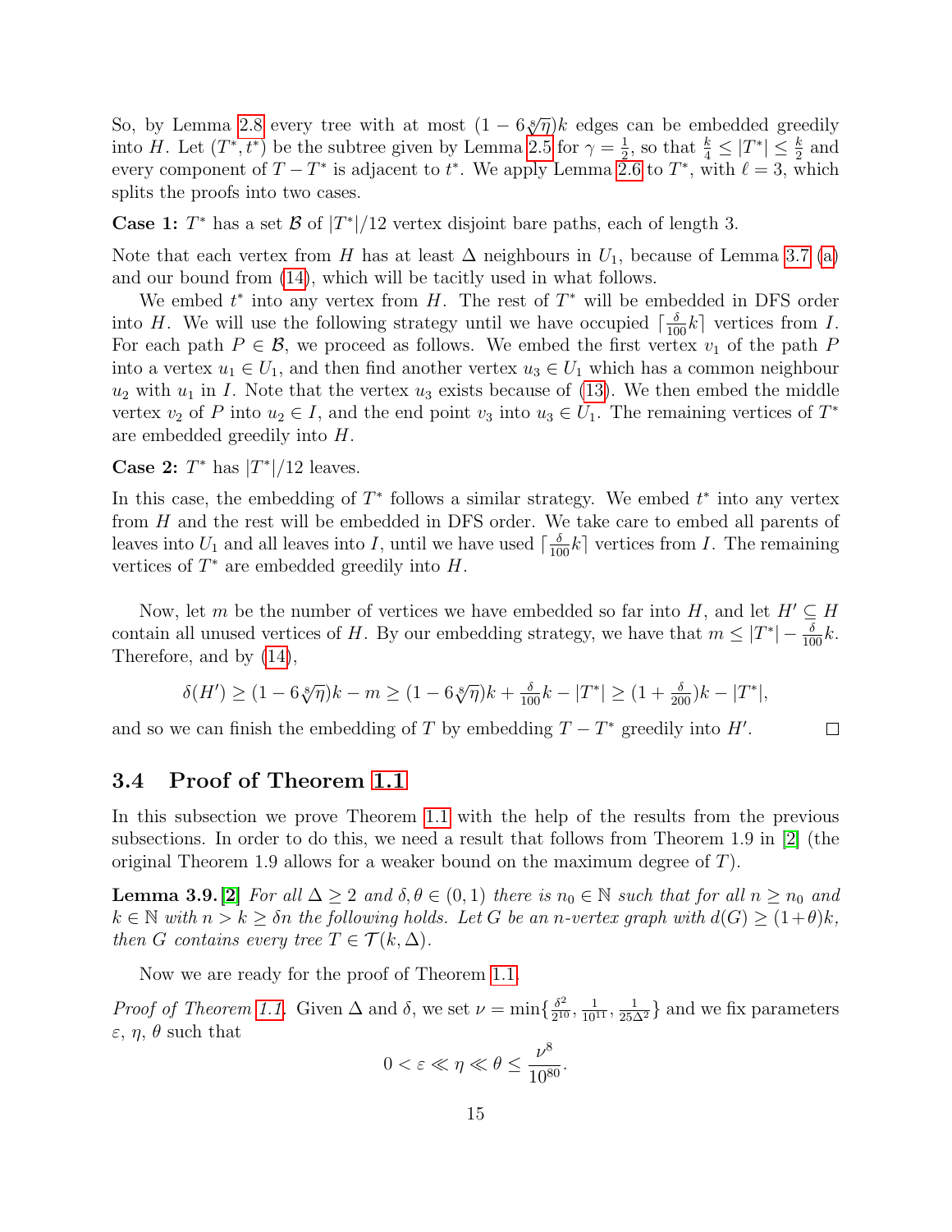So, by Lemma 2.8 every tree with at most $(1-6\sqrt[8]{\eta})k$ edges can be embedded greedily into $H$. Let $(T^*, t^*)$ be the subtree given by Lemma 2.5 for $\gamma = \frac{1}{2}$, so that $\frac{k}{4} \leq |T^*| \leq \frac{k}{2}$ and every component of $T - T^*$ is adjacent to $t^*$. We apply Lemma 2.6 to $T^*$, with $\ell = 3$, which splits the proofs into two cases.

**Case 1:** $T^*$ has a set $\mathcal{B}$ of $|T^*|/12$ vertex disjoint bare paths, each of length 3.

Note that each vertex from $H$ has at least $\Delta$ neighbours in $U_1$, because of Lemma 3.7 (a) and our bound from (14), which will be tacitly used in what follows.

We embed $t^*$ into any vertex from $H$. The rest of $T^*$ will be embedded in DFS order into $H$. We will use the following strategy until we have occupied $\lceil \frac{\delta}{100}k \rceil$ vertices from $I$. For each path $P \in \mathcal{B}$, we proceed as follows. We embed the first vertex $v_1$ of the path $P$ into a vertex $u_1 \in U_1$, and then find another vertex $u_3 \in U_1$ which has a common neighbour $u_2$ with $u_1$ in $I$. Note that the vertex $u_3$ exists because of (13). We then embed the middle vertex $v_2$ of $P$ into $u_2 \in I$, and the end point $v_3$ into $u_3 \in U_1$. The remaining vertices of $T^*$ are embedded greedily into $H$.

**Case 2:** $T^*$ has $|T^*|/12$ leaves.

In this case, the embedding of $T^*$ follows a similar strategy. We embed $t^*$ into any vertex from $H$ and the rest will be embedded in DFS order. We take care to embed all parents of leaves into $U_1$ and all leaves into $I$, until we have used $\lceil \frac{\delta}{100}k \rceil$ vertices from $I$. The remaining vertices of $T^*$ are embedded greedily into $H$.

Now, let $m$ be the number of vertices we have embedded so far into $H$, and let $H' \subseteq H$ contain all unused vertices of $H$. By our embedding strategy, we have that $m \leq |T^*| - \frac{\delta}{100}k$. Therefore, and by (14),

$$\delta(H') \geq (1-6\sqrt[8]{\eta})k - m \geq (1-6\sqrt[8]{\eta})k + \tfrac{\delta}{100}k - |T^*| \geq (1+\tfrac{\delta}{200})k - |T^*|,$$

and so we can finish the embedding of $T$ by embedding $T - T^*$ greedily into $H'$. □

### 3.4 Proof of Theorem 1.1

In this subsection we prove Theorem 1.1 with the help of the results from the previous subsections. In order to do this, we need a result that follows from Theorem 1.9 in [2] (the original Theorem 1.9 allows for a weaker bound on the maximum degree of $T$).

**Lemma 3.9.** [2] *For all $\Delta \geq 2$ and $\delta, \theta \in (0,1)$ there is $n_0 \in \mathbb{N}$ such that for all $n \geq n_0$ and $k \in \mathbb{N}$ with $n > k \geq \delta n$ the following holds. Let $G$ be an $n$-vertex graph with $d(G) \geq (1+\theta)k$, then $G$ contains every tree $T \in \mathcal{T}(k, \Delta)$.*

Now we are ready for the proof of Theorem 1.1.

*Proof of Theorem 1.1.* Given $\Delta$ and $\delta$, we set $\nu = \min\{\frac{\delta^2}{2^{10}}, \frac{1}{10^{11}}, \frac{1}{25\Delta^2}\}$ and we fix parameters $\varepsilon$, $\eta$, $\theta$ such that

$$0 < \varepsilon \ll \eta \ll \theta \leq \frac{\nu^8}{10^{80}}.$$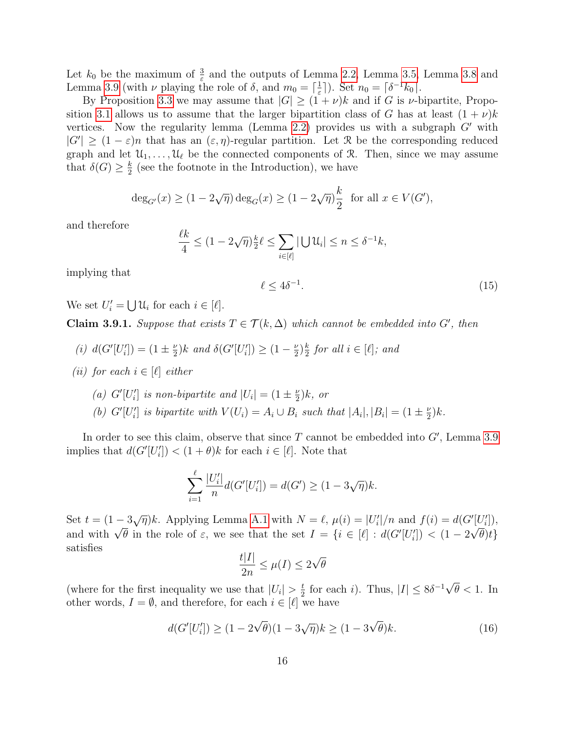Let $k_0$ be the maximum of $\frac{3}{\varepsilon}$ and the outputs of Lemma 2.2, Lemma 3.5, Lemma 3.8 and Lemma 3.9 (with $\nu$ playing the role of $\delta$, and $m_0 = \lceil \frac{1}{\varepsilon} \rceil$). Set $n_0 = \lceil \delta^{-1} k_0 \rceil$.

By Proposition 3.3 we may assume that $|G| \geq (1+\nu)k$ and if $G$ is $\nu$-bipartite, Proposition 3.1 allows us to assume that the larger bipartition class of $G$ has at least $(1+\nu)k$ vertices. Now the regularity lemma (Lemma 2.2) provides us with a subgraph $G'$ with $|G'| \geq (1-\varepsilon)n$ that has an $(\varepsilon, \eta)$-regular partition. Let $\mathcal{R}$ be the corresponding reduced graph and let $\mathcal{U}_1, \dots, \mathcal{U}_\ell$ be the connected components of $\mathcal{R}$. Then, since we may assume that $\delta(G) \geq \frac{k}{2}$ (see the footnote in the Introduction), we have

$$\deg_{G'}(x) \geq (1-2\sqrt{\eta}) \deg_G(x) \geq (1-2\sqrt{\eta})\frac{k}{2} \text{ for all } x \in V(G'),$$

and therefore

$$\frac{\ell k}{4} \leq (1-2\sqrt{\eta})\tfrac{k}{2}\ell \leq \sum_{i \in [\ell]} |\bigcup \mathcal{U}_i| \leq n \leq \delta^{-1}k,$$

implying that

$$\ell \leq 4\delta^{-1}. \tag{15}$$

We set $U_i' = \bigcup \mathcal{U}_i$ for each $i \in [\ell]$.

**Claim 3.9.1.** *Suppose that exists $T \in \mathcal{T}(k, \Delta)$ which cannot be embedded into $G'$, then*

*(i) $d(G'[U_i']) = (1 \pm \frac{\nu}{2})k$ and $\delta(G'[U_i']) \geq (1-\frac{\nu}{2})\frac{k}{2}$ for all $i \in [\ell]$; and*

*(ii) for each $i \in [\ell]$ either*

*(a) $G'[U_i']$ is non-bipartite and $|U_i| = (1 \pm \frac{\nu}{2})k$, or*

*(b) $G'[U_i']$ is bipartite with $V(U_i) = A_i \cup B_i$ such that $|A_i|, |B_i| = (1 \pm \frac{\nu}{2})k$.*

In order to see this claim, observe that since $T$ cannot be embedded into $G'$, Lemma 3.9 implies that $d(G'[U_i']) < (1+\theta)k$ for each $i \in [\ell]$. Note that

$$\sum_{i=1}^{\ell} \frac{|U_i'|}{n} d(G'[U_i']) = d(G') \geq (1-3\sqrt{\eta})k.$$

Set $t = (1-3\sqrt{\eta})k$. Applying Lemma A.1 with $N = \ell$, $\mu(i) = |U_i'|/n$ and $f(i) = d(G'[U_i'])$, and with $\sqrt{\theta}$ in the role of $\varepsilon$, we see that the set $I = \{i \in [\ell] : d(G'[U_i']) < (1-2\sqrt{\theta})t\}$ satisfies

$$\frac{t|I|}{2n} \leq \mu(I) \leq 2\sqrt{\theta}$$

(where for the first inequality we use that $|U_i| > \frac{t}{2}$ for each $i$). Thus, $|I| \leq 8\delta^{-1}\sqrt{\theta} < 1$. In other words, $I = \emptyset$, and therefore, for each $i \in [\ell]$ we have

$$d(G'[U_i']) \geq (1-2\sqrt{\theta})(1-3\sqrt{\eta})k \geq (1-3\sqrt{\theta})k. \tag{16}$$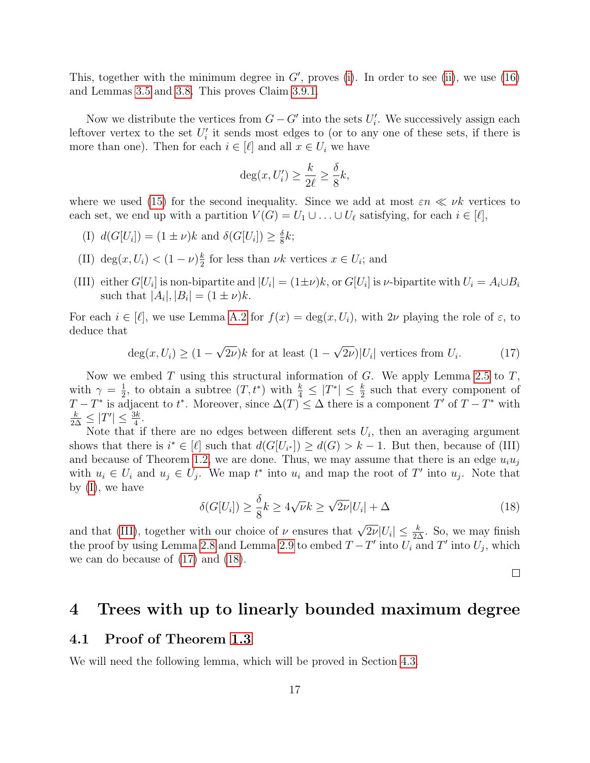This, together with the minimum degree in $G'$, proves (i). In order to see (ii), we use (16) and Lemmas 3.5 and 3.8. This proves Claim 3.9.1.

Now we distribute the vertices from $G - G'$ into the sets $U'_i$. We successively assign each leftover vertex to the set $U'_i$ it sends most edges to (or to any one of these sets, if there is more than one). Then for each $i \in [\ell]$ and all $x \in U_i$ we have

$$\deg(x, U'_i) \geq \frac{k}{2\ell} \geq \frac{\delta}{8}k,$$

where we used (15) for the second inequality. Since we add at most $\varepsilon n \ll \nu k$ vertices to each set, we end up with a partition $V(G) = U_1 \cup \ldots \cup U_\ell$ satisfying, for each $i \in [\ell]$,

(I) $d(G[U_i]) = (1 \pm \nu)k$ and $\delta(G[U_i]) \geq \frac{\delta}{8}k$;

(II) $\deg(x, U_i) < (1-\nu)\frac{k}{2}$ for less than $\nu k$ vertices $x \in U_i$; and

(III) either $G[U_i]$ is non-bipartite and $|U_i| = (1 \pm \nu)k$, or $G[U_i]$ is $\nu$-bipartite with $U_i = A_i \cup B_i$ such that $|A_i|, |B_i| = (1 \pm \nu)k$.

For each $i \in [\ell]$, we use Lemma A.2 for $f(x) = \deg(x, U_i)$, with $2\nu$ playing the role of $\varepsilon$, to deduce that

$$\deg(x, U_i) \geq (1 - \sqrt{2\nu})k \text{ for at least } (1 - \sqrt{2\nu})|U_i| \text{ vertices from } U_i. \tag{17}$$

Now we embed $T$ using this structural information of $G$. We apply Lemma 2.5 to $T$, with $\gamma = \frac{1}{2}$, to obtain a subtree $(T, t^*)$ with $\frac{k}{4} \leq |T^*| \leq \frac{k}{2}$ such that every component of $T - T^*$ is adjacent to $t^*$. Moreover, since $\Delta(T) \leq \Delta$ there is a component $T'$ of $T - T^*$ with $\frac{k}{2\Delta} \leq |T'| \leq \frac{3k}{4}$.

Note that if there are no edges between different sets $U_i$, then an averaging argument shows that there is $i^* \in [\ell]$ such that $d(G[U_{i^*}]) \geq d(G) > k - 1$. But then, because of (III) and because of Theorem 1.2, we are done. Thus, we may assume that there is an edge $u_i u_j$ with $u_i \in U_i$ and $u_j \in U_j$. We map $t^*$ into $u_i$ and map the root of $T'$ into $u_j$. Note that by (I), we have

$$\delta(G[U_i]) \geq \frac{\delta}{8}k \geq 4\sqrt{\nu}k \geq \sqrt{2\nu}|U_i| + \Delta \tag{18}$$

and that (III), together with our choice of $\nu$ ensures that $\sqrt{2\nu}|U_i| \leq \frac{k}{2\Delta}$. So, we may finish the proof by using Lemma 2.8 and Lemma 2.9 to embed $T - T'$ into $U_i$ and $T'$ into $U_j$, which we can do because of (17) and (18).

□

# 4 Trees with up to linearly bounded maximum degree

## 4.1 Proof of Theorem 1.3

We will need the following lemma, which will be proved in Section 4.3.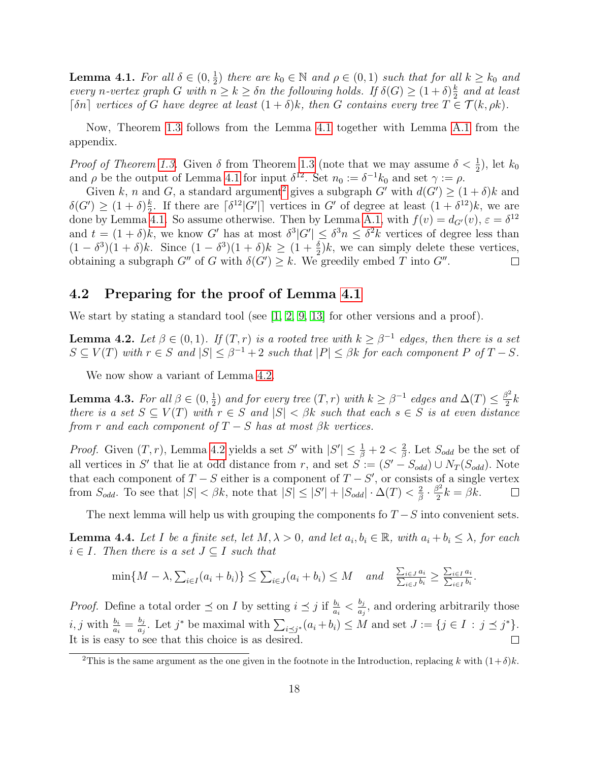**Lemma 4.1.** *For all $\delta \in (0, \frac{1}{2})$ there are $k_0 \in \mathbb{N}$ and $\rho \in (0,1)$ such that for all $k \geq k_0$ and every $n$-vertex graph $G$ with $n \geq k \geq \delta n$ the following holds. If $\delta(G) \geq (1+\delta)\frac{k}{2}$ and at least $\lceil \delta n \rceil$ vertices of $G$ have degree at least $(1+\delta)k$, then $G$ contains every tree $T \in \mathcal{T}(k, \rho k)$.*

Now, Theorem 1.3 follows from the Lemma 4.1 together with Lemma A.1 from the appendix.

*Proof of Theorem 1.3.* Given $\delta$ from Theorem 1.3 (note that we may assume $\delta < \frac{1}{2}$), let $k_0$ and $\rho$ be the output of Lemma 4.1 for input $\delta^{12}$. Set $n_0 := \delta^{-1}k_0$ and set $\gamma := \rho$.

Given $k$, $n$ and $G$, a standard argument[2] gives a subgraph $G'$ with $d(G') \geq (1+\delta)k$ and $\delta(G') \geq (1+\delta)\frac{k}{2}$. If there are $\lceil \delta^{12}|G'| \rceil$ vertices in $G'$ of degree at least $(1+\delta^{12})k$, we are done by Lemma 4.1. So assume otherwise. Then by Lemma A.1, with $f(v) = d_{G'}(v)$, $\varepsilon = \delta^{12}$ and $t = (1+\delta)k$, we know $G'$ has at most $\delta^3|G'| \leq \delta^3 n \leq \delta^2 k$ vertices of degree less than $(1-\delta^3)(1+\delta)k$. Since $(1-\delta^3)(1+\delta)k \geq (1+\frac{\delta}{2})k$, we can simply delete these vertices, obtaining a subgraph $G''$ of $G$ with $\delta(G') \geq k$. We greedily embed $T$ into $G''$. $\square$

## 4.2 Preparing for the proof of Lemma 4.1

We start by stating a standard tool (see [1, 2, 9, 13] for other versions and a proof).

**Lemma 4.2.** *Let $\beta \in (0,1)$. If $(T,r)$ is a rooted tree with $k \geq \beta^{-1}$ edges, then there is a set $S \subseteq V(T)$ with $r \in S$ and $|S| \leq \beta^{-1}+2$ such that $|P| \leq \beta k$ for each component $P$ of $T - S$.*

We now show a variant of Lemma 4.2.

**Lemma 4.3.** *For all $\beta \in (0, \frac{1}{2})$ and for every tree $(T,r)$ with $k \geq \beta^{-1}$ edges and $\Delta(T) \leq \frac{\beta^2}{2}k$ there is a set $S \subseteq V(T)$ with $r \in S$ and $|S| < \beta k$ such that each $s \in S$ is at even distance from $r$ and each component of $T - S$ has at most $\beta k$ vertices.*

*Proof.* Given $(T,r)$, Lemma 4.2 yields a set $S'$ with $|S'| \leq \frac{1}{\beta} + 2 < \frac{2}{\beta}$. Let $S_{odd}$ be the set of all vertices in $S'$ that lie at odd distance from $r$, and set $S := (S' - S_{odd}) \cup N_T(S_{odd})$. Note that each component of $T - S$ either is a component of $T - S'$, or consists of a single vertex from $S_{odd}$. To see that $|S| < \beta k$, note that $|S| \leq |S'| + |S_{odd}| \cdot \Delta(T) < \frac{2}{\beta} \cdot \frac{\beta^2}{2}k = \beta k$. $\square$

The next lemma will help us with grouping the components fo $T - S$ into convenient sets.

**Lemma 4.4.** *Let $I$ be a finite set, let $M, \lambda > 0$, and let $a_i, b_i \in \mathbb{R}$, with $a_i + b_i \leq \lambda$, for each $i \in I$. Then there is a set $J \subseteq I$ such that*

$$\min\{M - \lambda, \textstyle\sum_{i \in I}(a_i + b_i)\} \leq \sum_{i \in J}(a_i + b_i) \leq M \quad \text{and} \quad \frac{\sum_{i \in J} a_i}{\sum_{i \in J} b_i} \geq \frac{\sum_{i \in I} a_i}{\sum_{i \in I} b_i}.$$

*Proof.* Define a total order $\preceq$ on $I$ by setting $i \preceq j$ if $\frac{b_i}{a_i} < \frac{b_j}{a_j}$, and ordering arbitrarily those $i, j$ with $\frac{b_i}{a_i} = \frac{b_j}{a_j}$. Let $j^*$ be maximal with $\sum_{i \preceq j^*}(a_i + b_i) \leq M$ and set $J := \{j \in I : j \preceq j^*\}$. It is is easy to see that this choice is as desired. $\square$

[2] This is the same argument as the one given in the footnote in the Introduction, replacing $k$ with $(1+\delta)k$.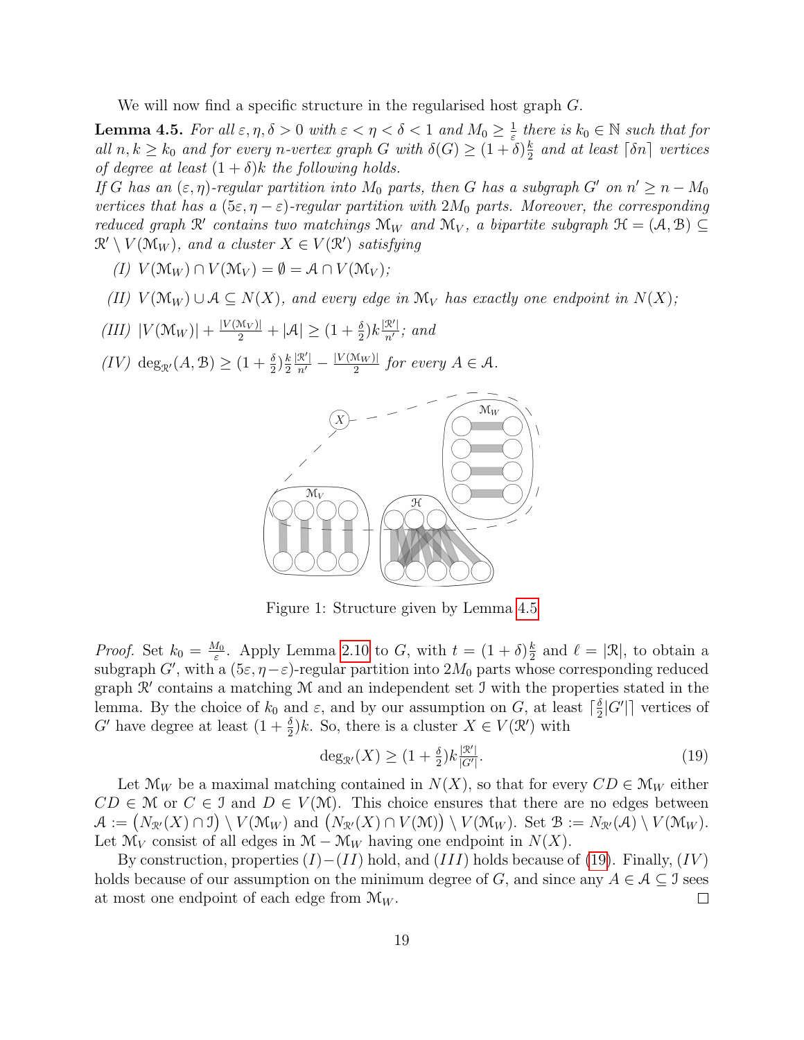We will now find a specific structure in the regularised host graph $G$.

**Lemma 4.5.** *For all $\varepsilon, \eta, \delta > 0$ with $\varepsilon < \eta < \delta < 1$ and $M_0 \geq \frac{1}{\varepsilon}$ there is $k_0 \in \mathbb{N}$ such that for all $n, k \geq k_0$ and for every $n$-vertex graph $G$ with $\delta(G) \geq (1+\delta)\frac{k}{2}$ and at least $\lceil \delta n \rceil$ vertices of degree at least $(1+\delta)k$ the following holds.*

*If $G$ has an $(\varepsilon, \eta)$-regular partition into $M_0$ parts, then $G$ has a subgraph $G'$ on $n' \geq n - M_0$ vertices that has a $(5\varepsilon, \eta - \varepsilon)$-regular partition with $2M_0$ parts. Moreover, the corresponding reduced graph $\mathcal{R}'$ contains two matchings $\mathcal{M}_W$ and $\mathcal{M}_V$, a bipartite subgraph $\mathcal{H} = (\mathcal{A}, \mathcal{B}) \subseteq \mathcal{R}' \setminus V(\mathcal{M}_W)$, and a cluster $X \in V(\mathcal{R}')$ satisfying*

*(I) $V(\mathcal{M}_W) \cap V(\mathcal{M}_V) = \emptyset = \mathcal{A} \cap V(\mathcal{M}_V)$;*

*(II) $V(\mathcal{M}_W) \cup \mathcal{A} \subseteq N(X)$, and every edge in $\mathcal{M}_V$ has exactly one endpoint in $N(X)$;*

*(III) $|V(\mathcal{M}_W)| + \frac{|V(\mathcal{M}_V)|}{2} + |\mathcal{A}| \geq (1+\frac{\delta}{2})k\frac{|\mathcal{R}'|}{n'}$; and*

*(IV) $\deg_{\mathcal{R}'}(A, \mathcal{B}) \geq (1+\frac{\delta}{2})\frac{k}{2}\frac{|\mathcal{R}'|}{n'} - \frac{|V(\mathcal{M}_W)|}{2}$ for every $A \in \mathcal{A}$.*

Figure 1: Structure given by Lemma 4.5

*Proof.* Set $k_0 = \frac{M_0}{\varepsilon}$. Apply Lemma 2.10 to $G$, with $t = (1+\delta)\frac{k}{2}$ and $\ell = |\mathcal{R}|$, to obtain a subgraph $G'$, with a $(5\varepsilon, \eta-\varepsilon)$-regular partition into $2M_0$ parts whose corresponding reduced graph $\mathcal{R}'$ contains a matching $\mathcal{M}$ and an independent set $\mathcal{I}$ with the properties stated in the lemma. By the choice of $k_0$ and $\varepsilon$, and by our assumption on $G$, at least $\lceil \frac{\delta}{2}|G'| \rceil$ vertices of $G'$ have degree at least $(1+\frac{\delta}{2})k$. So, there is a cluster $X \in V(\mathcal{R}')$ with

$$\deg_{\mathcal{R}'}(X) \geq (1+\tfrac{\delta}{2})k\tfrac{|\mathcal{R}'|}{|G'|}. \tag{19}$$

Let $\mathcal{M}_W$ be a maximal matching contained in $N(X)$, so that for every $CD \in \mathcal{M}_W$ either $CD \in \mathcal{M}$ or $C \in \mathcal{I}$ and $D \in V(\mathcal{M})$. This choice ensures that there are no edges between $\mathcal{A} := \big(N_{\mathcal{R}'}(X) \cap \mathcal{I}\big) \setminus V(\mathcal{M}_W)$ and $\big(N_{\mathcal{R}'}(X) \cap V(\mathcal{M})\big) \setminus V(\mathcal{M}_W)$. Set $\mathcal{B} := N_{\mathcal{R}'}(\mathcal{A}) \setminus V(\mathcal{M}_W)$. Let $\mathcal{M}_V$ consist of all edges in $\mathcal{M} - \mathcal{M}_W$ having one endpoint in $N(X)$.

By construction, properties $(I)-(II)$ hold, and $(III)$ holds because of (19). Finally, $(IV)$ holds because of our assumption on the minimum degree of $G$, and since any $A \in \mathcal{A} \subseteq \mathcal{I}$ sees at most one endpoint of each edge from $\mathcal{M}_W$. □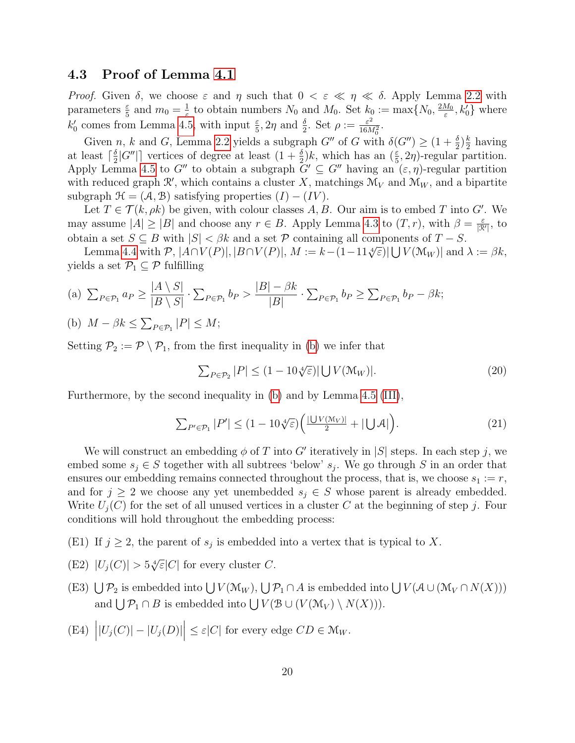### 4.3 Proof of Lemma 4.1

*Proof.* Given $\delta$, we choose $\varepsilon$ and $\eta$ such that $0 < \varepsilon \ll \eta \ll \delta$. Apply Lemma 2.2 with parameters $\frac{\varepsilon}{5}$ and $m_0 = \frac{1}{\varepsilon}$ to obtain numbers $N_0$ and $M_0$. Set $k_0 := \max\{N_0, \frac{2M_0}{\varepsilon}, k_0'\}$ where $k_0'$ comes from Lemma 4.5, with input $\frac{\varepsilon}{5}, 2\eta$ and $\frac{\delta}{2}$. Set $\rho := \frac{\varepsilon^2}{16M_0^2}$.

Given $n$, $k$ and $G$, Lemma 2.2 yields a subgraph $G''$ of $G$ with $\delta(G'') \geq (1+\frac{\delta}{2})\frac{k}{2}$ having at least $\lceil \frac{\delta}{2}|G''| \rceil$ vertices of degree at least $(1+\frac{\delta}{2})k$, which has an $(\frac{\varepsilon}{5}, 2\eta)$-regular partition. Apply Lemma 4.5 to $G''$ to obtain a subgraph $G' \subseteq G''$ having an $(\varepsilon, \eta)$-regular partition with reduced graph $\mathcal{R}'$, which contains a cluster $X$, matchings $\mathcal{M}_V$ and $\mathcal{M}_W$, and a bipartite subgraph $\mathcal{H} = (\mathcal{A}, \mathcal{B})$ satisfying properties $(I)-(IV)$.

Let $T \in \mathcal{T}(k, \rho k)$ be given, with colour classes $A, B$. Our aim is to embed $T$ into $G'$. We may assume $|A| \geq |B|$ and choose any $r \in B$. Apply Lemma 4.3 to $(T, r)$, with $\beta = \frac{\varepsilon}{|\mathcal{R}'|}$, to obtain a set $S \subseteq B$ with $|S| < \beta k$ and a set $\mathcal{P}$ containing all components of $T - S$.

Lemma 4.4 with $\mathcal{P}$, $|A \cap V(P)|$, $|B \cap V(P)|$, $M := k - (1 - 11\sqrt[4]{\varepsilon})|\bigcup V(\mathcal{M}_W)|$ and $\lambda := \beta k$, yields a set $\mathcal{P}_1 \subseteq \mathcal{P}$ fulfilling

(a) $\sum_{P \in \mathcal{P}_1} a_P \geq \dfrac{|A \setminus S|}{|B \setminus S|} \cdot \sum_{P \in \mathcal{P}_1} b_P > \dfrac{|B| - \beta k}{|B|} \cdot \sum_{P \in \mathcal{P}_1} b_P \geq \sum_{P \in \mathcal{P}_1} b_P - \beta k$;

(b) $M - \beta k \leq \sum_{P \in \mathcal{P}_1} |P| \leq M$;

Setting $\mathcal{P}_2 := \mathcal{P} \setminus \mathcal{P}_1$, from the first inequality in (b) we infer that

$$\textstyle\sum_{P \in \mathcal{P}_2} |P| \leq (1 - 10\sqrt[4]{\varepsilon})|\bigcup V(\mathcal{M}_W)|. \tag{20}$$

Furthermore, by the second inequality in (b) and by Lemma 4.5 (III),

$$\textstyle\sum_{P' \in \mathcal{P}_1} |P'| \leq (1 - 10\sqrt[4]{\varepsilon})\Big(\frac{|\bigcup V(\mathcal{M}_V)|}{2} + |\bigcup \mathcal{A}|\Big). \tag{21}$$

We will construct an embedding $\phi$ of $T$ into $G'$ iteratively in $|S|$ steps. In each step $j$, we embed some $s_j \in S$ together with all subtrees 'below' $s_j$. We go through $S$ in an order that ensures our embedding remains connected throughout the process, that is, we choose $s_1 := r$, and for $j \geq 2$ we choose any yet unembedded $s_j \in S$ whose parent is already embedded. Write $U_j(C)$ for the set of all unused vertices in a cluster $C$ at the beginning of step $j$. Four conditions will hold throughout the embedding process:

(E1) If $j \geq 2$, the parent of $s_j$ is embedded into a vertex that is typical to $X$.

(E2) $|U_j(C)| > 5\sqrt[4]{\varepsilon}|C|$ for every cluster $C$.

(E3) $\bigcup \mathcal{P}_2$ is embedded into $\bigcup V(\mathcal{M}_W)$, $\bigcup \mathcal{P}_1 \cap A$ is embedded into $\bigcup V(\mathcal{A} \cup (\mathcal{M}_V \cap N(X)))$ and $\bigcup \mathcal{P}_1 \cap B$ is embedded into $\bigcup V(\mathcal{B} \cup (V(\mathcal{M}_V) \setminus N(X)))$.

(E4) $\Big||U_j(C)| - |U_j(D)|\Big| \leq \varepsilon|C|$ for every edge $CD \in \mathcal{M}_W$.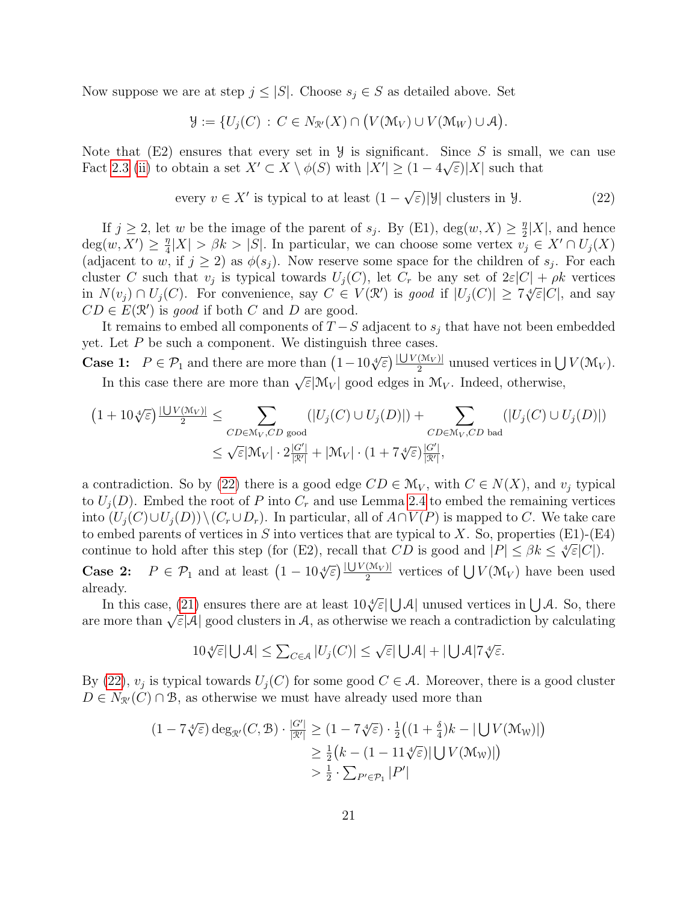Now suppose we are at step $j \le |S|$. Choose $s_j \in S$ as detailed above. Set

$$\mathcal{Y} := \{U_j(C) : C \in N_{\mathcal{R}'}(X) \cap \big(V(\mathcal{M}_V) \cup V(\mathcal{M}_W) \cup \mathcal{A}\big).$$

Note that (E2) ensures that every set in $\mathcal{Y}$ is significant. Since $S$ is small, we can use Fact 2.3 (ii) to obtain a set $X' \subset X \setminus \phi(S)$ with $|X'| \ge (1 - 4\sqrt{\varepsilon})|X|$ such that

$$\text{every } v \in X' \text{ is typical to at least } (1 - \sqrt{\varepsilon})|\mathcal{Y}| \text{ clusters in } \mathcal{Y}. \tag{22}$$

If $j \ge 2$, let $w$ be the image of the parent of $s_j$. By (E1), $\deg(w, X) \ge \frac{\eta}{2}|X|$, and hence $\deg(w, X') \ge \frac{\eta}{4}|X| > \beta k > |S|$. In particular, we can choose some vertex $v_j \in X' \cap U_j(X)$ (adjacent to $w$, if $j \ge 2$) as $\phi(s_j)$. Now reserve some space for the children of $s_j$. For each cluster $C$ such that $v_j$ is typical towards $U_j(C)$, let $C_r$ be any set of $2\varepsilon|C| + \rho k$ vertices in $N(v_j) \cap U_j(C)$. For convenience, say $C \in V(\mathcal{R}')$ is *good* if $|U_j(C)| \ge 7\sqrt[4]{\varepsilon}|C|$, and say $CD \in E(\mathcal{R}')$ is *good* if both $C$ and $D$ are good.

It remains to embed all components of $T - S$ adjacent to $s_j$ that have not been embedded yet. Let $P$ be such a component. We distinguish three cases.

**Case 1:** $P \in \mathcal{P}_1$ and there are more than $\big(1 - 10\sqrt[4]{\varepsilon}\big)\frac{|\bigcup V(\mathcal{M}_V)|}{2}$ unused vertices in $\bigcup V(\mathcal{M}_V)$.

In this case there are more than $\sqrt{\varepsilon}|\mathcal{M}_V|$ good edges in $\mathcal{M}_V$. Indeed, otherwise,

$$\begin{aligned}
\big(1 + 10\sqrt[4]{\varepsilon}\big)\tfrac{|\bigcup V(\mathcal{M}_V)|}{2} &\le \sum_{CD \in \mathcal{M}_V, CD \text{ good}} (|U_j(C) \cup U_j(D)|) + \sum_{CD \in \mathcal{M}_V, CD \text{ bad}} (|U_j(C) \cup U_j(D)|) \\
&\le \sqrt{\varepsilon}|\mathcal{M}_V| \cdot 2\tfrac{|G'|}{|\mathcal{R}'|} + |\mathcal{M}_V| \cdot (1 + 7\sqrt[4]{\varepsilon})\tfrac{|G'|}{|\mathcal{R}'|},
\end{aligned}$$

a contradiction. So by (22) there is a good edge $CD \in \mathcal{M}_V$, with $C \in N(X)$, and $v_j$ typical to $U_j(D)$. Embed the root of $P$ into $C_r$ and use Lemma 2.4 to embed the remaining vertices into $(U_j(C) \cup U_j(D)) \setminus (C_r \cup D_r)$. In particular, all of $A \cap V(P)$ is mapped to $C$. We take care to embed parents of vertices in $S$ into vertices that are typical to $X$. So, properties (E1)-(E4) continue to hold after this step (for (E2), recall that $CD$ is good and $|P| \le \beta k \le \sqrt[4]{\varepsilon}|C|$).

**Case 2:** $P \in \mathcal{P}_1$ and at least $\big(1 - 10\sqrt[4]{\varepsilon}\big)\frac{|\bigcup V(\mathcal{M}_V)|}{2}$ vertices of $\bigcup V(\mathcal{M}_V)$ have been used already.

In this case, (21) ensures there are at least $10\sqrt[4]{\varepsilon}|\bigcup\mathcal{A}|$ unused vertices in $\bigcup\mathcal{A}$. So, there are more than $\sqrt{\varepsilon}|\mathcal{A}|$ good clusters in $\mathcal{A}$, as otherwise we reach a contradiction by calculating

$$10\sqrt[4]{\varepsilon}|\textstyle\bigcup\mathcal{A}| \le \sum_{C \in \mathcal{A}} |U_j(C)| \le \sqrt{\varepsilon}|\bigcup\mathcal{A}| + |\bigcup\mathcal{A}|7\sqrt[4]{\varepsilon}.$$

By (22), $v_j$ is typical towards $U_j(C)$ for some good $C \in \mathcal{A}$. Moreover, there is a good cluster $D \in N_{\mathcal{R}'}(C) \cap \mathcal{B}$, as otherwise we must have already used more than

$$\begin{aligned}
(1 - 7\sqrt[4]{\varepsilon}) \deg_{\mathcal{R}'}(C, \mathcal{B}) \cdot \tfrac{|G'|}{|\mathcal{R}'|} &\ge (1 - 7\sqrt[4]{\varepsilon}) \cdot \tfrac{1}{2}\big((1 + \tfrac{\delta}{4})k - |\textstyle\bigcup V(\mathcal{M}_{\mathcal{W}})|\big) \\
&\ge \tfrac{1}{2}\big(k - (1 - 11\sqrt[4]{\varepsilon})|\textstyle\bigcup V(\mathcal{M}_{\mathcal{W}})|\big) \\
&> \tfrac{1}{2} \cdot \textstyle\sum_{P' \in \mathcal{P}_1} |P'|
\end{aligned}$$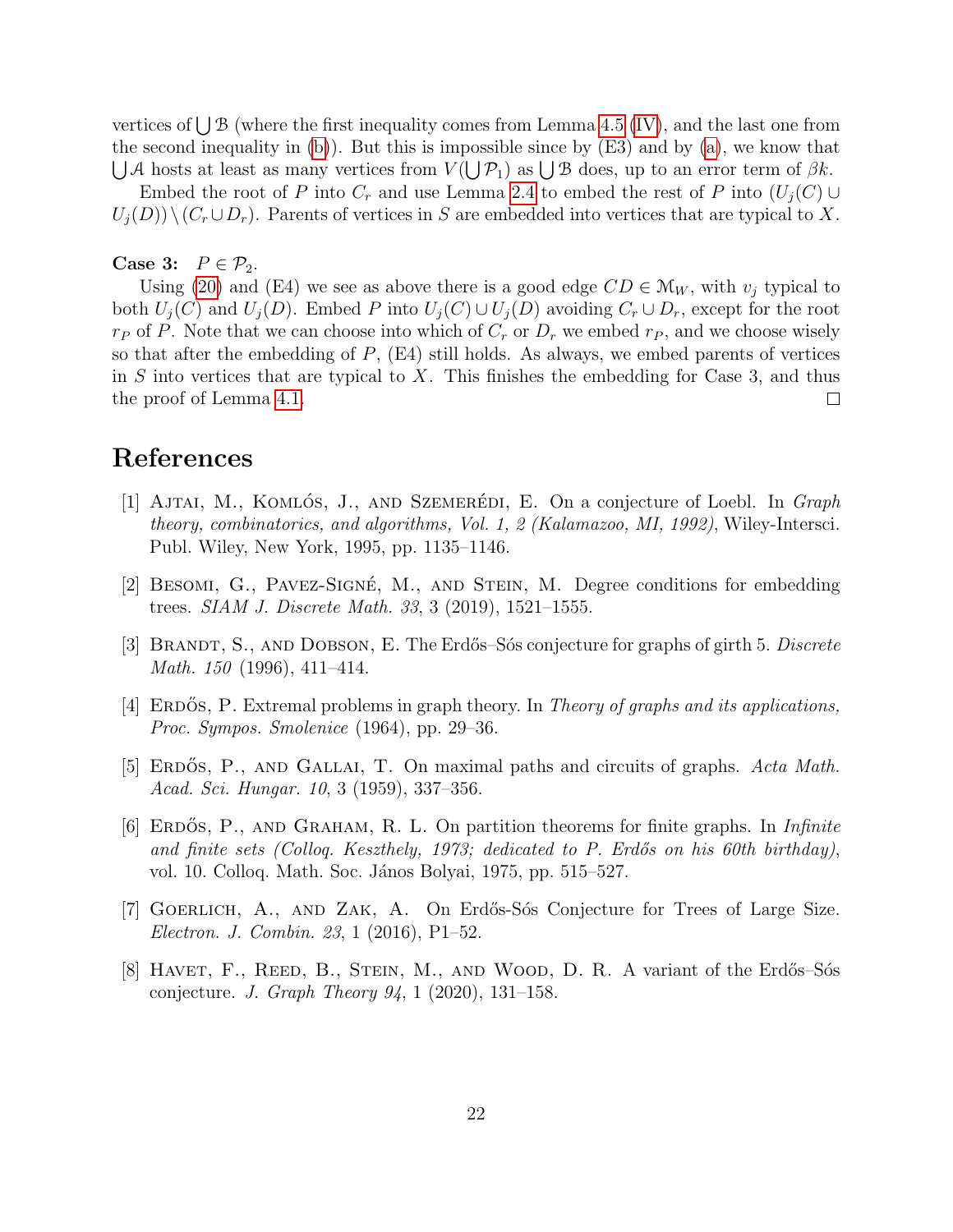vertices of $\bigcup \mathcal{B}$ (where the first inequality comes from Lemma 4.5 (IV), and the last one from the second inequality in (b)). But this is impossible since by (E3) and by (a), we know that $\bigcup \mathcal{A}$ hosts at least as many vertices from $V(\bigcup \mathcal{P}_1)$ as $\bigcup \mathcal{B}$ does, up to an error term of $\beta k$.

Embed the root of $P$ into $C_r$ and use Lemma 2.4 to embed the rest of $P$ into $(U_j(C) \cup U_j(D)) \setminus (C_r \cup D_r)$. Parents of vertices in $S$ are embedded into vertices that are typical to $X$.

**Case 3:** $P \in \mathcal{P}_2$.

Using (20) and (E4) we see as above there is a good edge $CD \in \mathcal{M}_W$, with $v_j$ typical to both $U_j(C)$ and $U_j(D)$. Embed $P$ into $U_j(C) \cup U_j(D)$ avoiding $C_r \cup D_r$, except for the root $r_P$ of $P$. Note that we can choose into which of $C_r$ or $D_r$ we embed $r_P$, and we choose wisely so that after the embedding of $P$, (E4) still holds. As always, we embed parents of vertices in $S$ into vertices that are typical to $X$. This finishes the embedding for Case 3, and thus the proof of Lemma 4.1. □

# References

[1] Ajtai, M., Komlós, J., and Szemerédi, E. On a conjecture of Loebl. In *Graph theory, combinatorics, and algorithms, Vol. 1, 2 (Kalamazoo, MI, 1992)*, Wiley-Intersci. Publ. Wiley, New York, 1995, pp. 1135–1146.

[2] Besomi, G., Pavez-Signé, M., and Stein, M. Degree conditions for embedding trees. *SIAM J. Discrete Math. 33*, 3 (2019), 1521–1555.

[3] Brandt, S., and Dobson, E. The Erdős–Sós conjecture for graphs of girth 5. *Discrete Math. 150* (1996), 411–414.

[4] Erdős, P. Extremal problems in graph theory. In *Theory of graphs and its applications, Proc. Sympos. Smolenice* (1964), pp. 29–36.

[5] Erdős, P., and Gallai, T. On maximal paths and circuits of graphs. *Acta Math. Acad. Sci. Hungar. 10*, 3 (1959), 337–356.

[6] Erdős, P., and Graham, R. L. On partition theorems for finite graphs. In *Infinite and finite sets (Colloq. Keszthely, 1973; dedicated to P. Erdős on his 60th birthday)*, vol. 10. Colloq. Math. Soc. János Bolyai, 1975, pp. 515–527.

[7] Goerlich, A., and Zak, A. On Erdős-Sós Conjecture for Trees of Large Size. *Electron. J. Combin. 23*, 1 (2016), P1–52.

[8] Havet, F., Reed, B., Stein, M., and Wood, D. R. A variant of the Erdős–Sós conjecture. *J. Graph Theory 94*, 1 (2020), 131–158.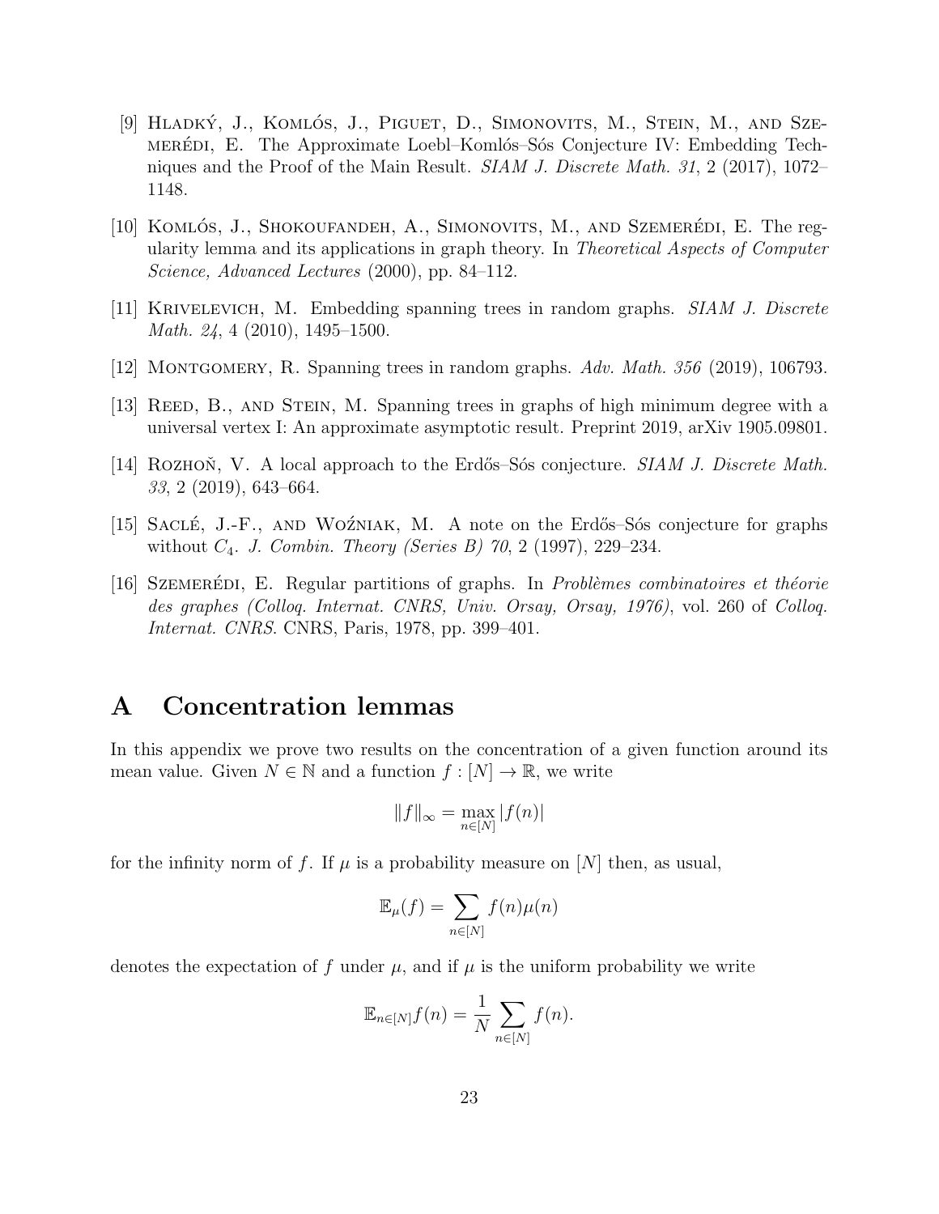[9] Hladký, J., Komlós, J., Piguet, D., Simonovits, M., Stein, M., and Szemerédi, E. The Approximate Loebl–Komlós–Sós Conjecture IV: Embedding Techniques and the Proof of the Main Result. *SIAM J. Discrete Math. 31*, 2 (2017), 1072–1148.

[10] Komlós, J., Shokoufandeh, A., Simonovits, M., and Szemerédi, E. The regularity lemma and its applications in graph theory. In *Theoretical Aspects of Computer Science, Advanced Lectures* (2000), pp. 84–112.

[11] Krivelevich, M. Embedding spanning trees in random graphs. *SIAM J. Discrete Math. 24*, 4 (2010), 1495–1500.

[12] Montgomery, R. Spanning trees in random graphs. *Adv. Math. 356* (2019), 106793.

[13] Reed, B., and Stein, M. Spanning trees in graphs of high minimum degree with a universal vertex I: An approximate asymptotic result. Preprint 2019, arXiv 1905.09801.

[14] Rozhoň, V. A local approach to the Erdős–Sós conjecture. *SIAM J. Discrete Math. 33*, 2 (2019), 643–664.

[15] Saclé, J.-F., and Woźniak, M. A note on the Erdős–Sós conjecture for graphs without $C_4$. *J. Combin. Theory (Series B) 70*, 2 (1997), 229–234.

[16] Szemerédi, E. Regular partitions of graphs. In *Problèmes combinatoires et théorie des graphes (Colloq. Internat. CNRS, Univ. Orsay, Orsay, 1976)*, vol. 260 of *Colloq. Internat. CNRS*. CNRS, Paris, 1978, pp. 399–401.

# A Concentration lemmas

In this appendix we prove two results on the concentration of a given function around its mean value. Given $N \in \mathbb{N}$ and a function $f : [N] \to \mathbb{R}$, we write

$$\|f\|_\infty = \max_{n \in [N]} |f(n)|$$

for the infinity norm of $f$. If $\mu$ is a probability measure on $[N]$ then, as usual,

$$\mathbb{E}_\mu(f) = \sum_{n \in [N]} f(n)\mu(n)$$

denotes the expectation of $f$ under $\mu$, and if $\mu$ is the uniform probability we write

$$\mathbb{E}_{n \in [N]} f(n) = \frac{1}{N} \sum_{n \in [N]} f(n).$$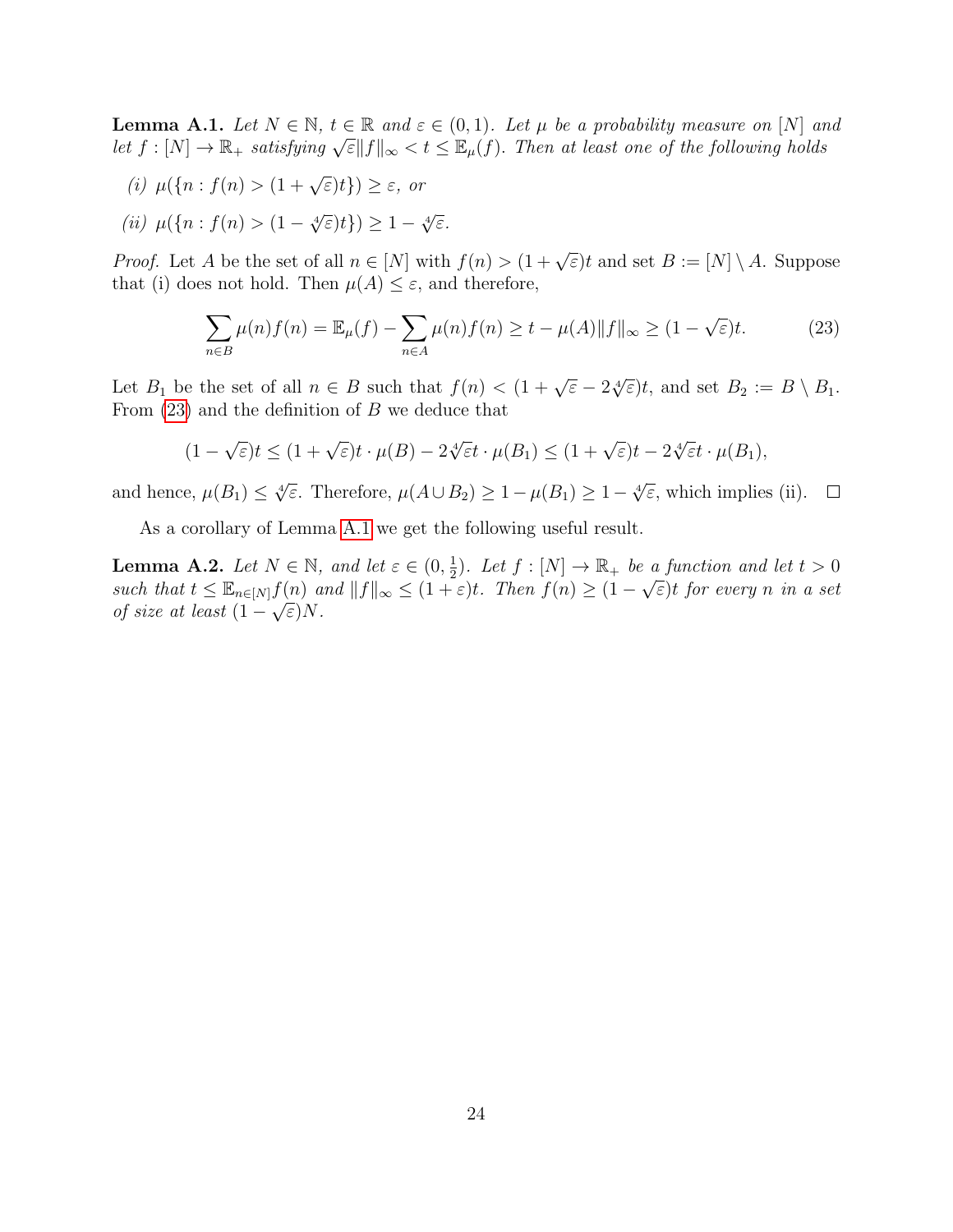**Lemma A.1.** *Let $N \in \mathbb{N}$, $t \in \mathbb{R}$ and $\varepsilon \in (0,1)$. Let $\mu$ be a probability measure on $[N]$ and let $f : [N] \to \mathbb{R}_+$ satisfying $\sqrt{\varepsilon}\|f\|_\infty < t \leq \mathbb{E}_\mu(f)$. Then at least one of the following holds*

*(i)* $\mu(\{n : f(n) > (1 + \sqrt{\varepsilon})t\}) \geq \varepsilon$, *or*

*(ii)* $\mu(\{n : f(n) > (1 - \sqrt[4]{\varepsilon})t\}) \geq 1 - \sqrt[4]{\varepsilon}$.

*Proof.* Let $A$ be the set of all $n \in [N]$ with $f(n) > (1 + \sqrt{\varepsilon})t$ and set $B := [N] \setminus A$. Suppose that (i) does not hold. Then $\mu(A) \leq \varepsilon$, and therefore,

$$\sum_{n \in B} \mu(n) f(n) = \mathbb{E}_\mu(f) - \sum_{n \in A} \mu(n) f(n) \geq t - \mu(A)\|f\|_\infty \geq (1 - \sqrt{\varepsilon})t. \tag{23}$$

Let $B_1$ be the set of all $n \in B$ such that $f(n) < (1 + \sqrt{\varepsilon} - 2\sqrt[4]{\varepsilon})t$, and set $B_2 := B \setminus B_1$. From (23) and the definition of $B$ we deduce that

$$(1 - \sqrt{\varepsilon})t \leq (1 + \sqrt{\varepsilon})t \cdot \mu(B) - 2\sqrt[4]{\varepsilon}t \cdot \mu(B_1) \leq (1 + \sqrt{\varepsilon})t - 2\sqrt[4]{\varepsilon}t \cdot \mu(B_1),$$

and hence, $\mu(B_1) \leq \sqrt[4]{\varepsilon}$. Therefore, $\mu(A \cup B_2) \geq 1 - \mu(B_1) \geq 1 - \sqrt[4]{\varepsilon}$, which implies (ii). $\square$

As a corollary of Lemma A.1 we get the following useful result.

**Lemma A.2.** *Let $N \in \mathbb{N}$, and let $\varepsilon \in (0, \frac{1}{2})$. Let $f : [N] \to \mathbb{R}_+$ be a function and let $t > 0$ such that $t \leq \mathbb{E}_{n \in [N]} f(n)$ and $\|f\|_\infty \leq (1 + \varepsilon)t$. Then $f(n) \geq (1 - \sqrt{\varepsilon})t$ for every $n$ in a set of size at least $(1 - \sqrt{\varepsilon})N$.*